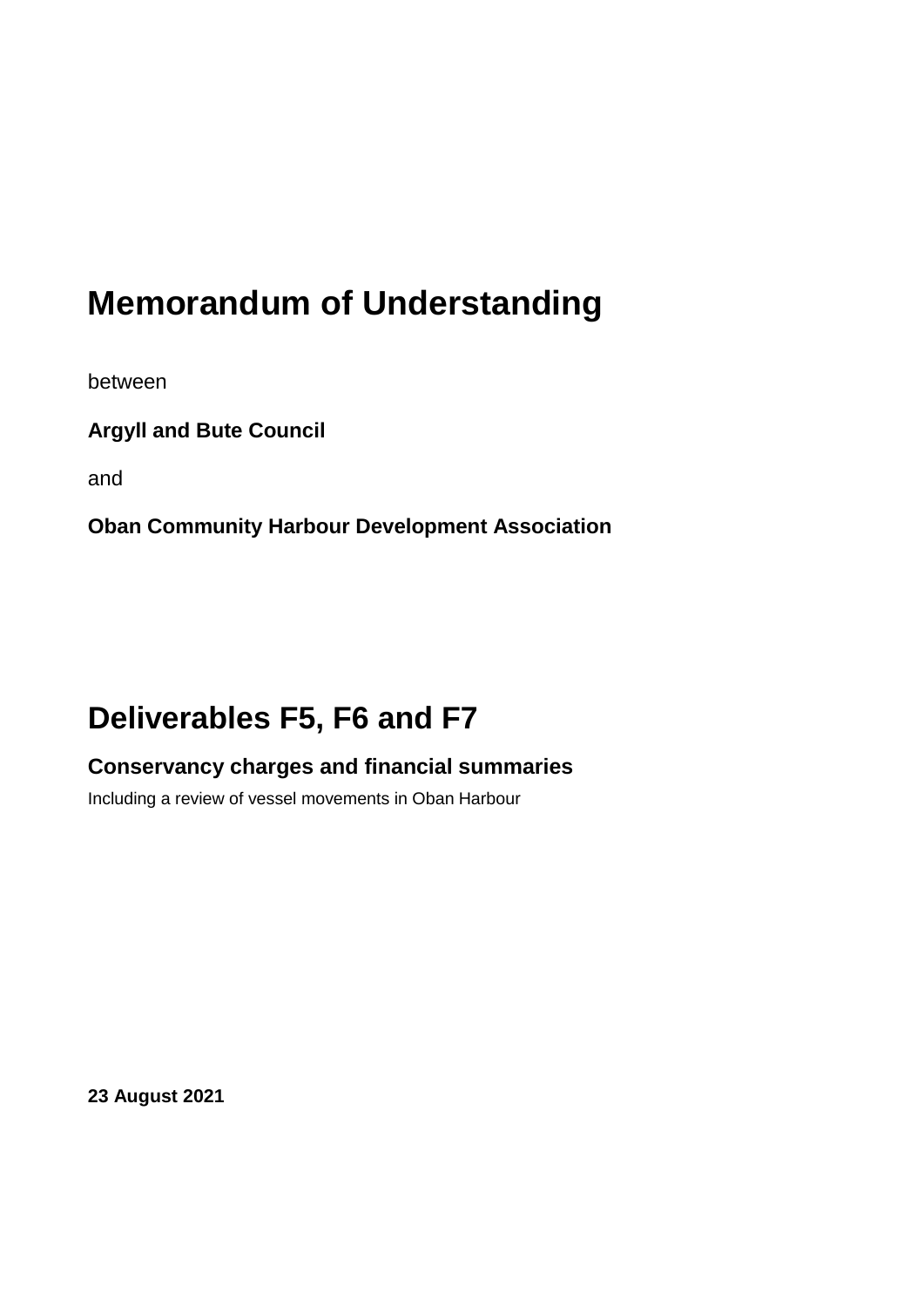# Memorandum of Understanding

between

**Argyll and Bute Council**

and

**Oban Community Harbour Development Association**

# Deliverables F5, F6 and F7

## Conservancy charges and financial summaries

Including a review of vessel movements in Oban Harbour

**23 August 2021**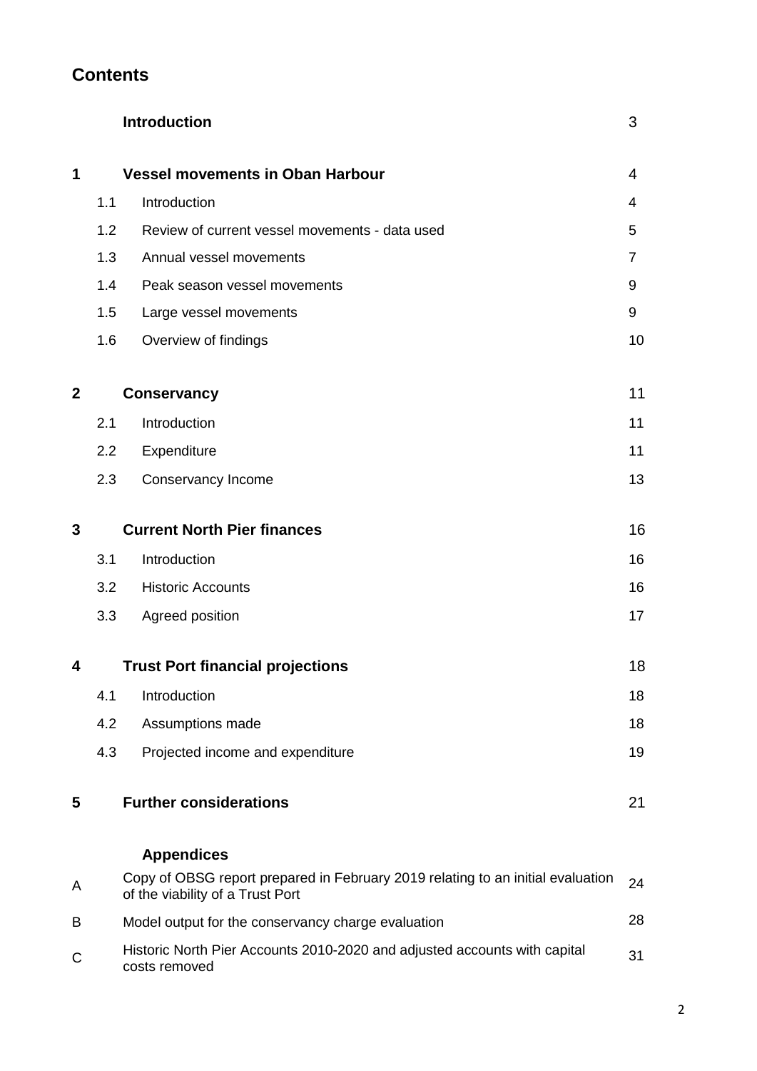## Contents

| | | | |
|---|---|---|---|
| | **Introduction** | | 3 |
| **1** | **Vessel movements in Oban Harbour** | | 4 |
| | 1.1 | Introduction | 4 |
| | 1.2 | Review of current vessel movements - data used | 5 |
| | 1.3 | Annual vessel movements | 7 |
| | 1.4 | Peak season vessel movements | 9 |
| | 1.5 | Large vessel movements | 9 |
| | 1.6 | Overview of findings | 10 |
| **2** | **Conservancy** | | 11 |
| | 2.1 | Introduction | 11 |
| | 2.2 | Expenditure | 11 |
| | 2.3 | Conservancy Income | 13 |
| **3** | **Current North Pier finances** | | 16 |
| | 3.1 | Introduction | 16 |
| | 3.2 | Historic Accounts | 16 |
| | 3.3 | Agreed position | 17 |
| **4** | **Trust Port financial projections** | | 18 |
| | 4.1 | Introduction | 18 |
| | 4.2 | Assumptions made | 18 |
| | 4.3 | Projected income and expenditure | 19 |
| **5** | **Further considerations** | | 21 |
| | **Appendices** | | |
| A | Copy of OBSG report prepared in February 2019 relating to an initial evaluation of the viability of a Trust Port | | 24 |
| B | Model output for the conservancy charge evaluation | | 28 |
| C | Historic North Pier Accounts 2010-2020 and adjusted accounts with capital costs removed | | 31 |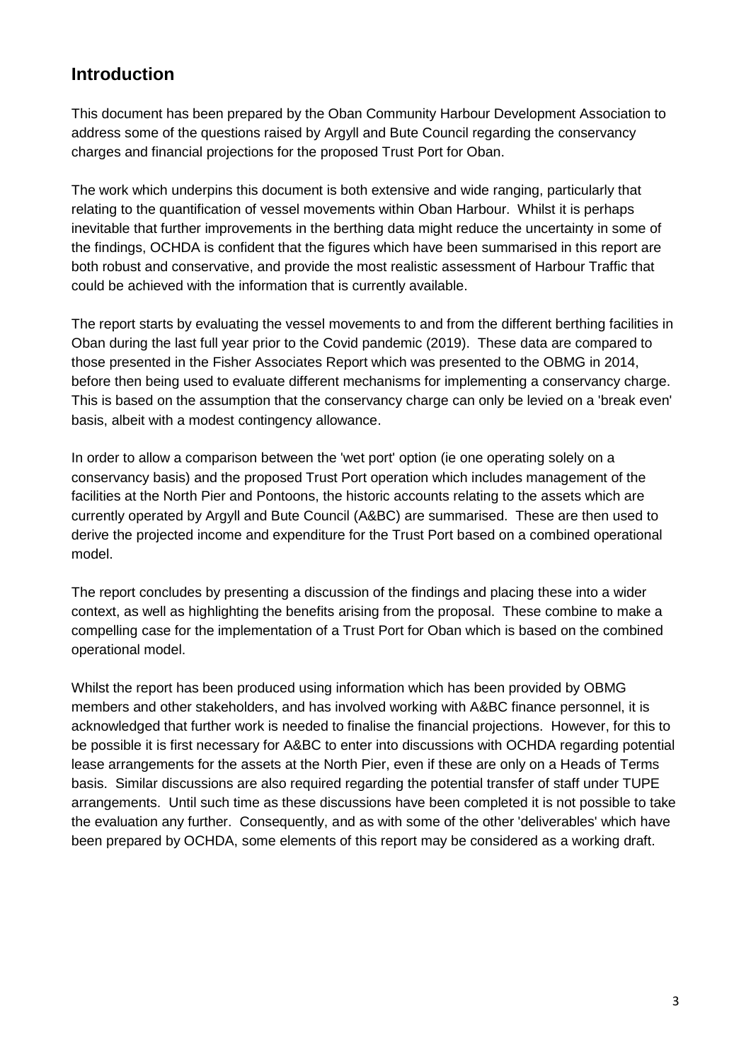## Introduction

This document has been prepared by the Oban Community Harbour Development Association to address some of the questions raised by Argyll and Bute Council regarding the conservancy charges and financial projections for the proposed Trust Port for Oban.

The work which underpins this document is both extensive and wide ranging, particularly that relating to the quantification of vessel movements within Oban Harbour. Whilst it is perhaps inevitable that further improvements in the berthing data might reduce the uncertainty in some of the findings, OCHDA is confident that the figures which have been summarised in this report are both robust and conservative, and provide the most realistic assessment of Harbour Traffic that could be achieved with the information that is currently available.

The report starts by evaluating the vessel movements to and from the different berthing facilities in Oban during the last full year prior to the Covid pandemic (2019). These data are compared to those presented in the Fisher Associates Report which was presented to the OBMG in 2014, before then being used to evaluate different mechanisms for implementing a conservancy charge. This is based on the assumption that the conservancy charge can only be levied on a 'break even' basis, albeit with a modest contingency allowance.

In order to allow a comparison between the 'wet port' option (ie one operating solely on a conservancy basis) and the proposed Trust Port operation which includes management of the facilities at the North Pier and Pontoons, the historic accounts relating to the assets which are currently operated by Argyll and Bute Council (A&BC) are summarised. These are then used to derive the projected income and expenditure for the Trust Port based on a combined operational model.

The report concludes by presenting a discussion of the findings and placing these into a wider context, as well as highlighting the benefits arising from the proposal. These combine to make a compelling case for the implementation of a Trust Port for Oban which is based on the combined operational model.

Whilst the report has been produced using information which has been provided by OBMG members and other stakeholders, and has involved working with A&BC finance personnel, it is acknowledged that further work is needed to finalise the financial projections. However, for this to be possible it is first necessary for A&BC to enter into discussions with OCHDA regarding potential lease arrangements for the assets at the North Pier, even if these are only on a Heads of Terms basis. Similar discussions are also required regarding the potential transfer of staff under TUPE arrangements. Until such time as these discussions have been completed it is not possible to take the evaluation any further. Consequently, and as with some of the other 'deliverables' which have been prepared by OCHDA, some elements of this report may be considered as a working draft.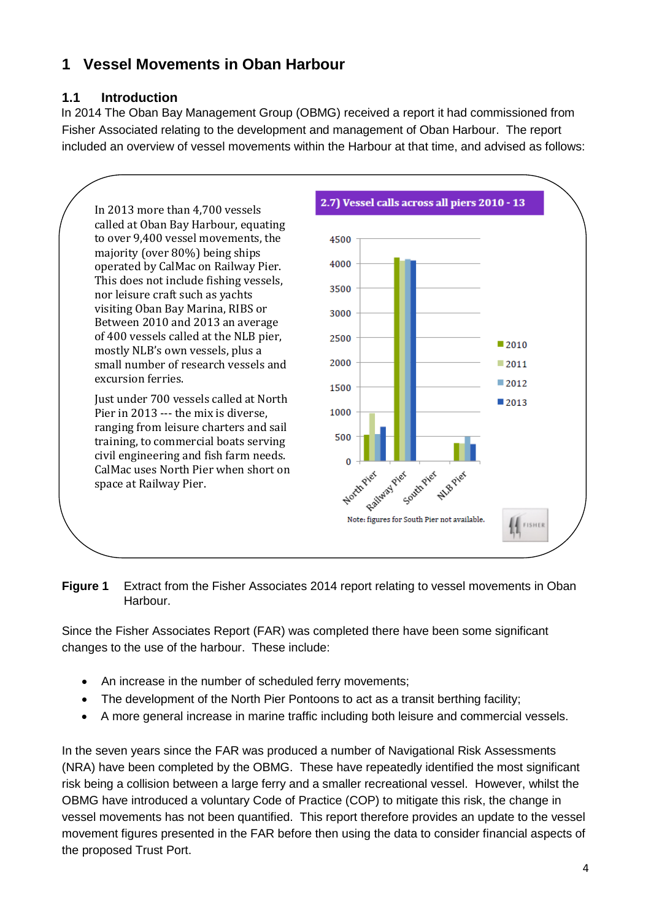# 1 Vessel Movements in Oban Harbour

## 1.1 Introduction

In 2014 The Oban Bay Management Group (OBMG) received a report it had commissioned from Fisher Associated relating to the development and management of Oban Harbour. The report included an overview of vessel movements within the Harbour at that time, and advised as follows:

In 2013 more than 4,700 vessels called at Oban Bay Harbour, equating to over 9,400 vessel movements, the majority (over 80%) being ships operated by CalMac on Railway Pier. This does not include fishing vessels, nor leisure craft such as yachts visiting Oban Bay Marina, RIBS or Between 2010 and 2013 an average of 400 vessels called at the NLB pier, mostly NLB's own vessels, plus a small number of research vessels and excursion ferries.

Just under 700 vessels called at North Pier in 2013 --- the mix is diverse, ranging from leisure charters and sail training, to commercial boats serving civil engineering and fish farm needs. CalMac uses North Pier when short on space at Railway Pier.

**2.7) Vessel calls across all piers 2010 - 13**

Note: figures for South Pier not available.

**Figure 1** Extract from the Fisher Associates 2014 report relating to vessel movements in Oban Harbour.

Since the Fisher Associates Report (FAR) was completed there have been some significant changes to the use of the harbour. These include:

- An increase in the number of scheduled ferry movements;
- The development of the North Pier Pontoons to act as a transit berthing facility;
- A more general increase in marine traffic including both leisure and commercial vessels.

In the seven years since the FAR was produced a number of Navigational Risk Assessments (NRA) have been completed by the OBMG. These have repeatedly identified the most significant risk being a collision between a large ferry and a smaller recreational vessel. However, whilst the OBMG have introduced a voluntary Code of Practice (COP) to mitigate this risk, the change in vessel movements has not been quantified. This report therefore provides an update to the vessel movement figures presented in the FAR before then using the data to consider financial aspects of the proposed Trust Port.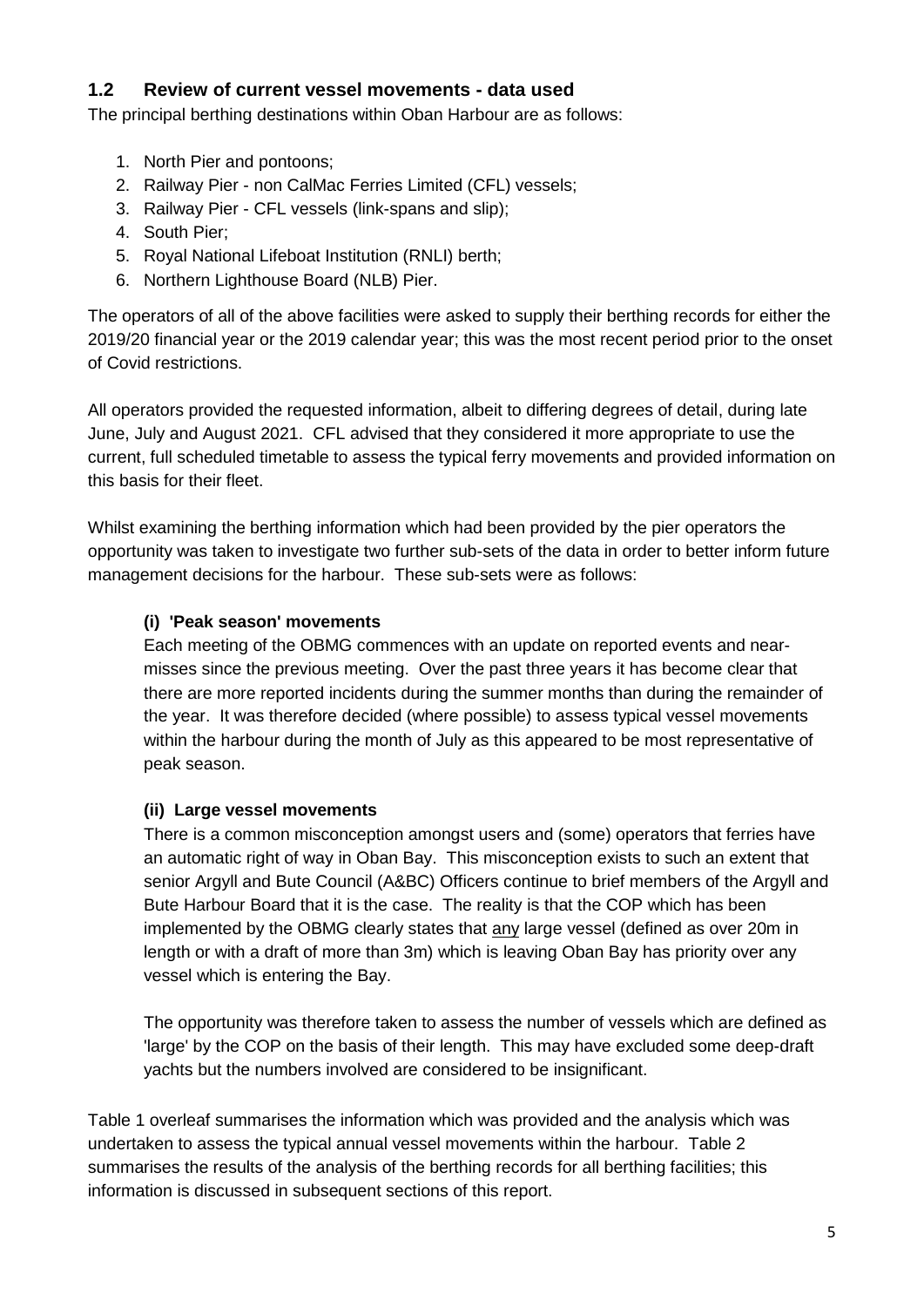## 1.2 Review of current vessel movements - data used

The principal berthing destinations within Oban Harbour are as follows:

1. North Pier and pontoons;
2. Railway Pier - non CalMac Ferries Limited (CFL) vessels;
3. Railway Pier - CFL vessels (link-spans and slip);
4. South Pier;
5. Royal National Lifeboat Institution (RNLI) berth;
6. Northern Lighthouse Board (NLB) Pier.

The operators of all of the above facilities were asked to supply their berthing records for either the 2019/20 financial year or the 2019 calendar year; this was the most recent period prior to the onset of Covid restrictions.

All operators provided the requested information, albeit to differing degrees of detail, during late June, July and August 2021. CFL advised that they considered it more appropriate to use the current, full scheduled timetable to assess the typical ferry movements and provided information on this basis for their fleet.

Whilst examining the berthing information which had been provided by the pier operators the opportunity was taken to investigate two further sub-sets of the data in order to better inform future management decisions for the harbour. These sub-sets were as follows:

**(i) 'Peak season' movements**

Each meeting of the OBMG commences with an update on reported events and near-misses since the previous meeting. Over the past three years it has become clear that there are more reported incidents during the summer months than during the remainder of the year. It was therefore decided (where possible) to assess typical vessel movements within the harbour during the month of July as this appeared to be most representative of peak season.

**(ii) Large vessel movements**

There is a common misconception amongst users and (some) operators that ferries have an automatic right of way in Oban Bay. This misconception exists to such an extent that senior Argyll and Bute Council (A&BC) Officers continue to brief members of the Argyll and Bute Harbour Board that it is the case. The reality is that the COP which has been implemented by the OBMG clearly states that any large vessel (defined as over 20m in length or with a draft of more than 3m) which is leaving Oban Bay has priority over any vessel which is entering the Bay.

The opportunity was therefore taken to assess the number of vessels which are defined as 'large' by the COP on the basis of their length. This may have excluded some deep-draft yachts but the numbers involved are considered to be insignificant.

Table 1 overleaf summarises the information which was provided and the analysis which was undertaken to assess the typical annual vessel movements within the harbour. Table 2 summarises the results of the analysis of the berthing records for all berthing facilities; this information is discussed in subsequent sections of this report.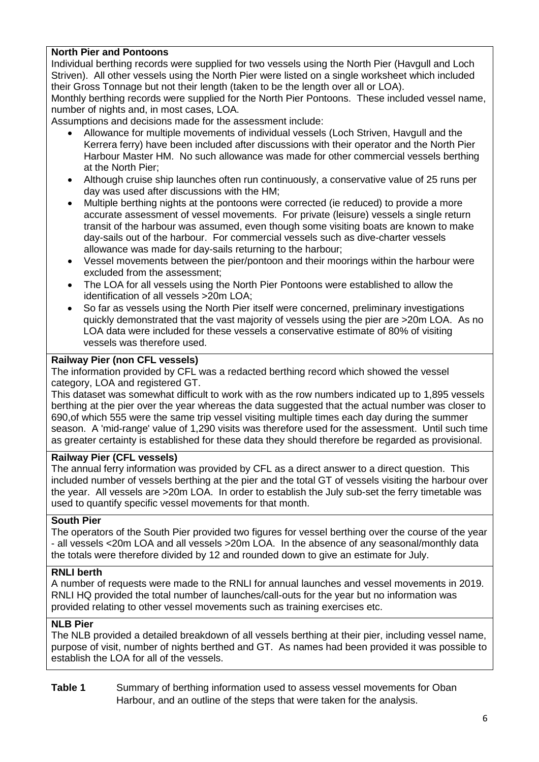**North Pier and Pontoons**

Individual berthing records were supplied for two vessels using the North Pier (Havgull and Loch Striven). All other vessels using the North Pier were listed on a single worksheet which included their Gross Tonnage but not their length (taken to be the length over all or LOA).

Monthly berthing records were supplied for the North Pier Pontoons. These included vessel name, number of nights and, in most cases, LOA.

Assumptions and decisions made for the assessment include:

- Allowance for multiple movements of individual vessels (Loch Striven, Havgull and the Kerrera ferry) have been included after discussions with their operator and the North Pier Harbour Master HM. No such allowance was made for other commercial vessels berthing at the North Pier;
- Although cruise ship launches often run continuously, a conservative value of 25 runs per day was used after discussions with the HM;
- Multiple berthing nights at the pontoons were corrected (ie reduced) to provide a more accurate assessment of vessel movements. For private (leisure) vessels a single return transit of the harbour was assumed, even though some visiting boats are known to make day-sails out of the harbour. For commercial vessels such as dive-charter vessels allowance was made for day-sails returning to the harbour;
- Vessel movements between the pier/pontoon and their moorings within the harbour were excluded from the assessment;
- The LOA for all vessels using the North Pier Pontoons were established to allow the identification of all vessels >20m LOA;
- So far as vessels using the North Pier itself were concerned, preliminary investigations quickly demonstrated that the vast majority of vessels using the pier are >20m LOA. As no LOA data were included for these vessels a conservative estimate of 80% of visiting vessels was therefore used.

**Railway Pier (non CFL vessels)**

The information provided by CFL was a redacted berthing record which showed the vessel category, LOA and registered GT.

This dataset was somewhat difficult to work with as the row numbers indicated up to 1,895 vessels berthing at the pier over the year whereas the data suggested that the actual number was closer to 690,of which 555 were the same trip vessel visiting multiple times each day during the summer season. A 'mid-range' value of 1,290 visits was therefore used for the assessment. Until such time as greater certainty is established for these data they should therefore be regarded as provisional.

**Railway Pier (CFL vessels)**

The annual ferry information was provided by CFL as a direct answer to a direct question. This included number of vessels berthing at the pier and the total GT of vessels visiting the harbour over the year. All vessels are >20m LOA. In order to establish the July sub-set the ferry timetable was used to quantify specific vessel movements for that month.

**South Pier**

The operators of the South Pier provided two figures for vessel berthing over the course of the year - all vessels <20m LOA and all vessels >20m LOA. In the absence of any seasonal/monthly data the totals were therefore divided by 12 and rounded down to give an estimate for July.

**RNLI berth**

A number of requests were made to the RNLI for annual launches and vessel movements in 2019. RNLI HQ provided the total number of launches/call-outs for the year but no information was provided relating to other vessel movements such as training exercises etc.

**NLB Pier**

The NLB provided a detailed breakdown of all vessels berthing at their pier, including vessel name, purpose of visit, number of nights berthed and GT. As names had been provided it was possible to establish the LOA for all of the vessels.

**Table 1** Summary of berthing information used to assess vessel movements for Oban Harbour, and an outline of the steps that were taken for the analysis.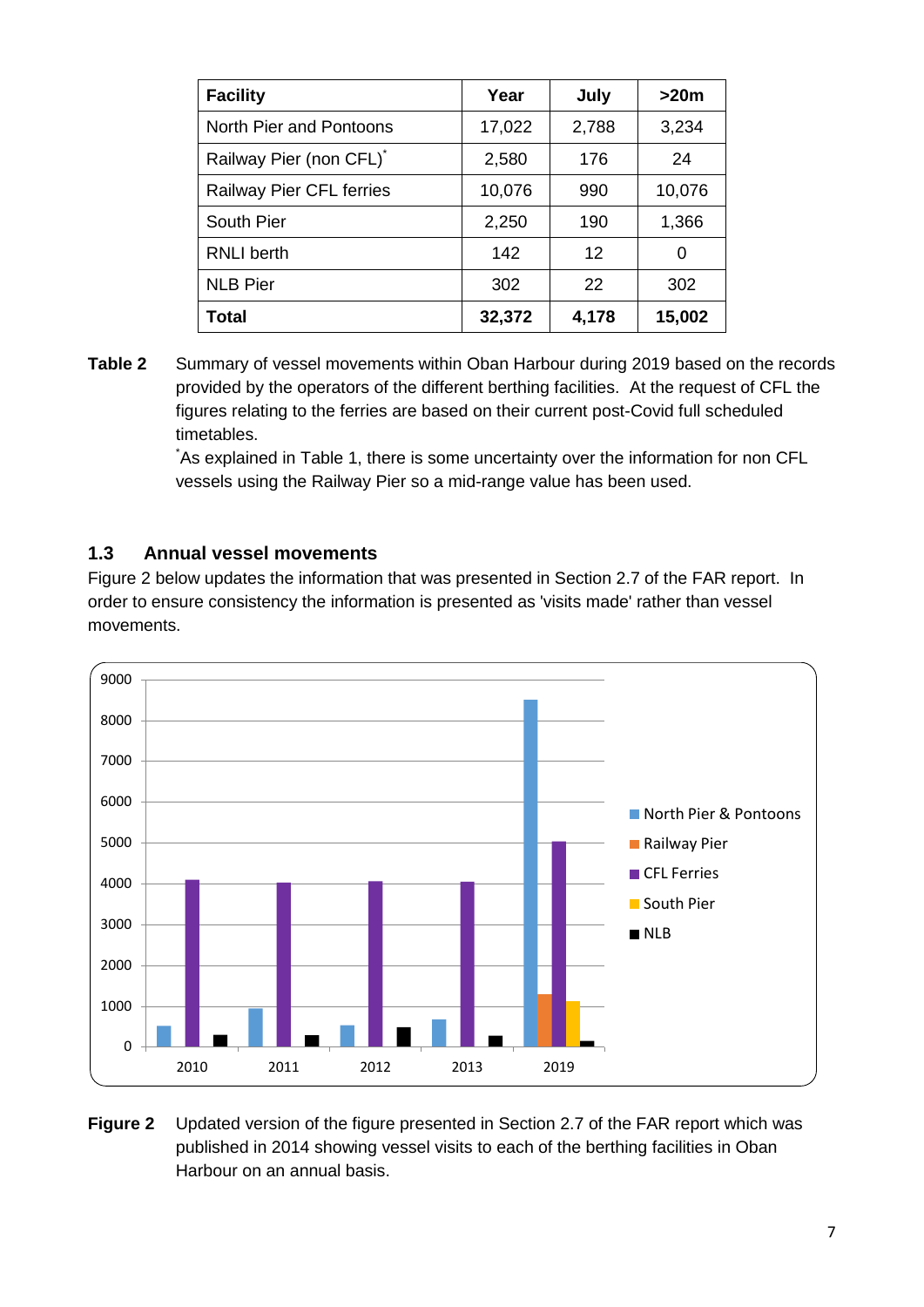| Facility | Year | July | >20m |
|---|---|---|---|
| North Pier and Pontoons | 17,022 | 2,788 | 3,234 |
| Railway Pier (non CFL)* | 2,580 | 176 | 24 |
| Railway Pier CFL ferries | 10,076 | 990 | 10,076 |
| South Pier | 2,250 | 190 | 1,366 |
| RNLI berth | 142 | 12 | 0 |
| NLB Pier | 302 | 22 | 302 |
| **Total** | **32,372** | **4,178** | **15,002** |

**Table 2** Summary of vessel movements within Oban Harbour during 2019 based on the records provided by the operators of the different berthing facilities. At the request of CFL the figures relating to the ferries are based on their current post-Covid full scheduled timetables.

*As explained in Table 1, there is some uncertainty over the information for non CFL vessels using the Railway Pier so a mid-range value has been used.

## 1.3 Annual vessel movements

Figure 2 below updates the information that was presented in Section 2.7 of the FAR report. In order to ensure consistency the information is presented as 'visits made' rather than vessel movements.

**Figure 2** Updated version of the figure presented in Section 2.7 of the FAR report which was published in 2014 showing vessel visits to each of the berthing facilities in Oban Harbour on an annual basis.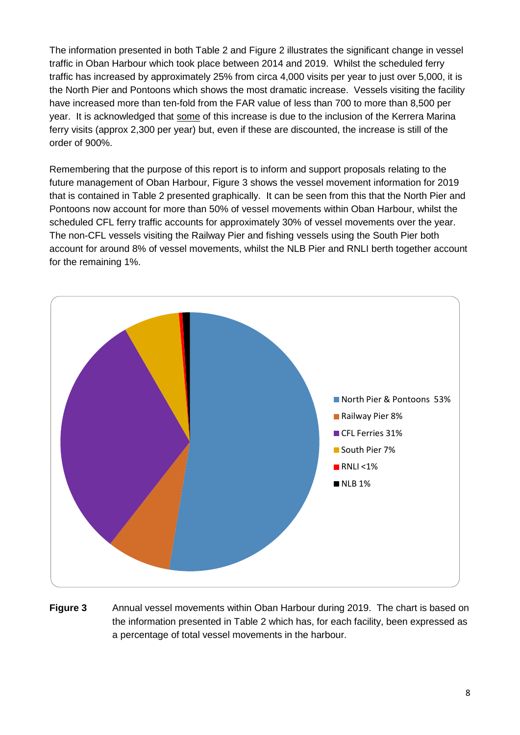The information presented in both Table 2 and Figure 2 illustrates the significant change in vessel traffic in Oban Harbour which took place between 2014 and 2019. Whilst the scheduled ferry traffic has increased by approximately 25% from circa 4,000 visits per year to just over 5,000, it is the North Pier and Pontoons which shows the most dramatic increase. Vessels visiting the facility have increased more than ten-fold from the FAR value of less than 700 to more than 8,500 per year. It is acknowledged that some of this increase is due to the inclusion of the Kerrera Marina ferry visits (approx 2,300 per year) but, even if these are discounted, the increase is still of the order of 900%.

Remembering that the purpose of this report is to inform and support proposals relating to the future management of Oban Harbour, Figure 3 shows the vessel movement information for 2019 that is contained in Table 2 presented graphically. It can be seen from this that the North Pier and Pontoons now account for more than 50% of vessel movements within Oban Harbour, whilst the scheduled CFL ferry traffic accounts for approximately 30% of vessel movements over the year. The non-CFL vessels visiting the Railway Pier and fishing vessels using the South Pier both account for around 8% of vessel movements, whilst the NLB Pier and RNLI berth together account for the remaining 1%.

- North Pier & Pontoons 53%
- Railway Pier 8%
- CFL Ferries 31%
- South Pier 7%
- RNLI <1%
- NLB 1%

**Figure 3** Annual vessel movements within Oban Harbour during 2019. The chart is based on the information presented in Table 2 which has, for each facility, been expressed as a percentage of total vessel movements in the harbour.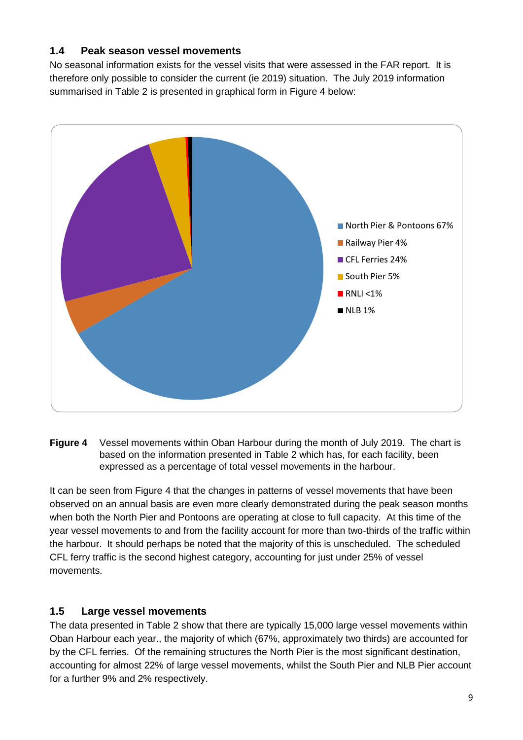### 1.4 Peak season vessel movements

No seasonal information exists for the vessel visits that were assessed in the FAR report. It is therefore only possible to consider the current (ie 2019) situation. The July 2019 information summarised in Table 2 is presented in graphical form in Figure 4 below:

**Figure 4** Vessel movements within Oban Harbour during the month of July 2019. The chart is based on the information presented in Table 2 which has, for each facility, been expressed as a percentage of total vessel movements in the harbour.

It can be seen from Figure 4 that the changes in patterns of vessel movements that have been observed on an annual basis are even more clearly demonstrated during the peak season months when both the North Pier and Pontoons are operating at close to full capacity. At this time of the year vessel movements to and from the facility account for more than two-thirds of the traffic within the harbour. It should perhaps be noted that the majority of this is unscheduled. The scheduled CFL ferry traffic is the second highest category, accounting for just under 25% of vessel movements.

### 1.5 Large vessel movements

The data presented in Table 2 show that there are typically 15,000 large vessel movements within Oban Harbour each year., the majority of which (67%, approximately two thirds) are accounted for by the CFL ferries. Of the remaining structures the North Pier is the most significant destination, accounting for almost 22% of large vessel movements, whilst the South Pier and NLB Pier account for a further 9% and 2% respectively.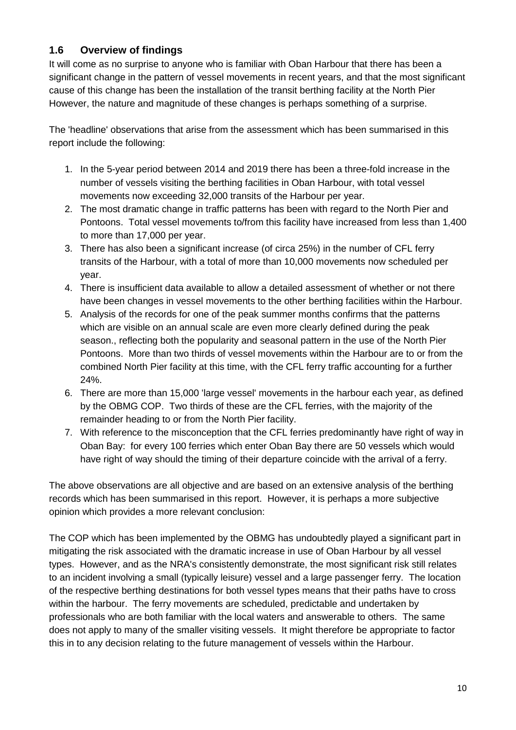## 1.6 Overview of findings

It will come as no surprise to anyone who is familiar with Oban Harbour that there has been a significant change in the pattern of vessel movements in recent years, and that the most significant cause of this change has been the installation of the transit berthing facility at the North Pier However, the nature and magnitude of these changes is perhaps something of a surprise.

The 'headline' observations that arise from the assessment which has been summarised in this report include the following:

1. In the 5-year period between 2014 and 2019 there has been a three-fold increase in the number of vessels visiting the berthing facilities in Oban Harbour, with total vessel movements now exceeding 32,000 transits of the Harbour per year.
2. The most dramatic change in traffic patterns has been with regard to the North Pier and Pontoons. Total vessel movements to/from this facility have increased from less than 1,400 to more than 17,000 per year.
3. There has also been a significant increase (of circa 25%) in the number of CFL ferry transits of the Harbour, with a total of more than 10,000 movements now scheduled per year.
4. There is insufficient data available to allow a detailed assessment of whether or not there have been changes in vessel movements to the other berthing facilities within the Harbour.
5. Analysis of the records for one of the peak summer months confirms that the patterns which are visible on an annual scale are even more clearly defined during the peak season., reflecting both the popularity and seasonal pattern in the use of the North Pier Pontoons. More than two thirds of vessel movements within the Harbour are to or from the combined North Pier facility at this time, with the CFL ferry traffic accounting for a further 24%.
6. There are more than 15,000 'large vessel' movements in the harbour each year, as defined by the OBMG COP. Two thirds of these are the CFL ferries, with the majority of the remainder heading to or from the North Pier facility.
7. With reference to the misconception that the CFL ferries predominantly have right of way in Oban Bay: for every 100 ferries which enter Oban Bay there are 50 vessels which would have right of way should the timing of their departure coincide with the arrival of a ferry.

The above observations are all objective and are based on an extensive analysis of the berthing records which has been summarised in this report. However, it is perhaps a more subjective opinion which provides a more relevant conclusion:

The COP which has been implemented by the OBMG has undoubtedly played a significant part in mitigating the risk associated with the dramatic increase in use of Oban Harbour by all vessel types. However, and as the NRA's consistently demonstrate, the most significant risk still relates to an incident involving a small (typically leisure) vessel and a large passenger ferry. The location of the respective berthing destinations for both vessel types means that their paths have to cross within the harbour. The ferry movements are scheduled, predictable and undertaken by professionals who are both familiar with the local waters and answerable to others. The same does not apply to many of the smaller visiting vessels. It might therefore be appropriate to factor this in to any decision relating to the future management of vessels within the Harbour.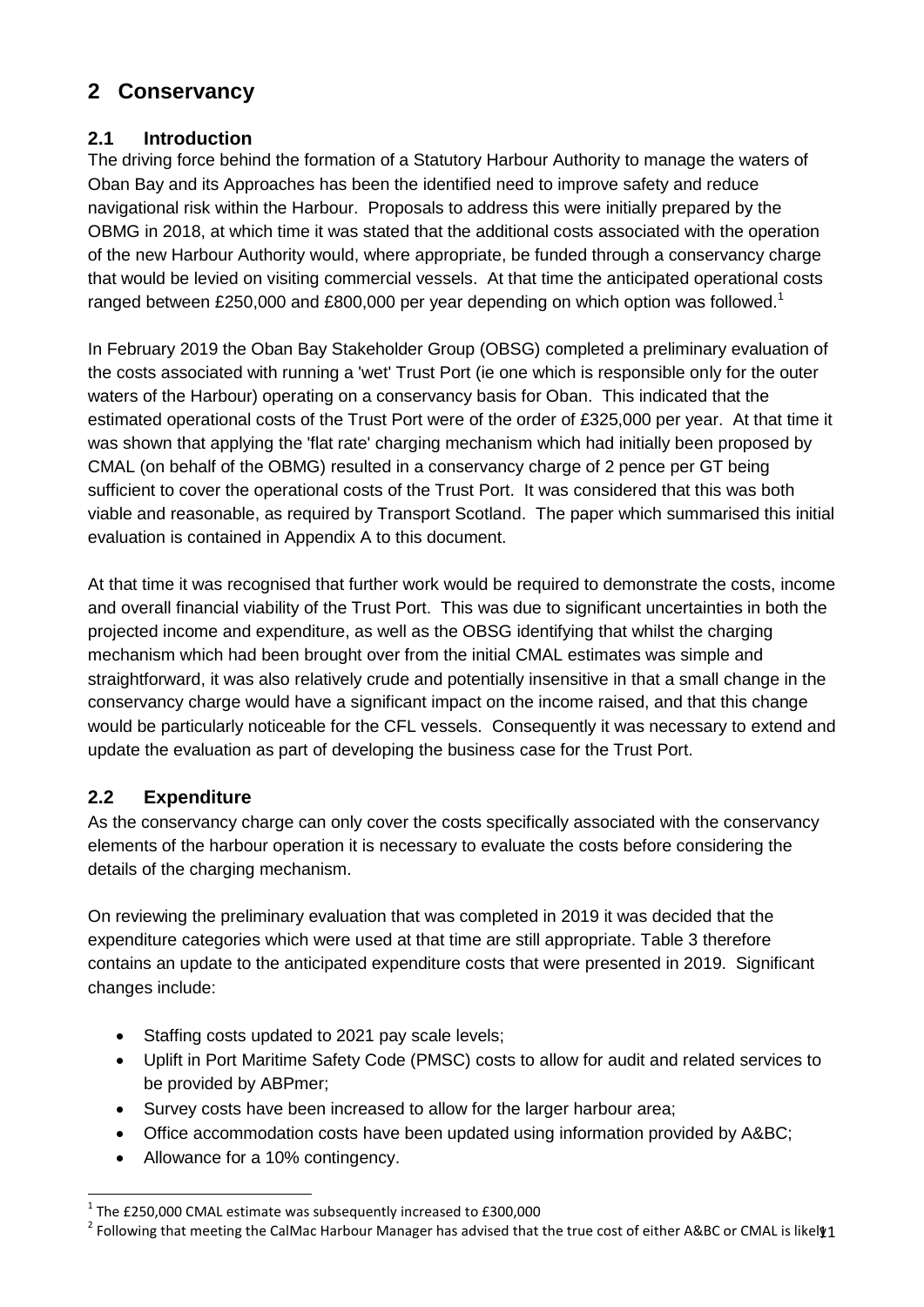# 2 Conservancy

## 2.1 Introduction

The driving force behind the formation of a Statutory Harbour Authority to manage the waters of Oban Bay and its Approaches has been the identified need to improve safety and reduce navigational risk within the Harbour. Proposals to address this were initially prepared by the OBMG in 2018, at which time it was stated that the additional costs associated with the operation of the new Harbour Authority would, where appropriate, be funded through a conservancy charge that would be levied on visiting commercial vessels. At that time the anticipated operational costs ranged between £250,000 and £800,000 per year depending on which option was followed.[1]

In February 2019 the Oban Bay Stakeholder Group (OBSG) completed a preliminary evaluation of the costs associated with running a 'wet' Trust Port (ie one which is responsible only for the outer waters of the Harbour) operating on a conservancy basis for Oban. This indicated that the estimated operational costs of the Trust Port were of the order of £325,000 per year. At that time it was shown that applying the 'flat rate' charging mechanism which had initially been proposed by CMAL (on behalf of the OBMG) resulted in a conservancy charge of 2 pence per GT being sufficient to cover the operational costs of the Trust Port. It was considered that this was both viable and reasonable, as required by Transport Scotland. The paper which summarised this initial evaluation is contained in Appendix A to this document.

At that time it was recognised that further work would be required to demonstrate the costs, income and overall financial viability of the Trust Port. This was due to significant uncertainties in both the projected income and expenditure, as well as the OBSG identifying that whilst the charging mechanism which had been brought over from the initial CMAL estimates was simple and straightforward, it was also relatively crude and potentially insensitive in that a small change in the conservancy charge would have a significant impact on the income raised, and that this change would be particularly noticeable for the CFL vessels. Consequently it was necessary to extend and update the evaluation as part of developing the business case for the Trust Port.

## 2.2 Expenditure

As the conservancy charge can only cover the costs specifically associated with the conservancy elements of the harbour operation it is necessary to evaluate the costs before considering the details of the charging mechanism.

On reviewing the preliminary evaluation that was completed in 2019 it was decided that the expenditure categories which were used at that time are still appropriate. Table 3 therefore contains an update to the anticipated expenditure costs that were presented in 2019. Significant changes include:

- Staffing costs updated to 2021 pay scale levels;
- Uplift in Port Maritime Safety Code (PMSC) costs to allow for audit and related services to be provided by ABPmer;
- Survey costs have been increased to allow for the larger harbour area;
- Office accommodation costs have been updated using information provided by A&BC;
- Allowance for a 10% contingency.

---

[1] The £250,000 CMAL estimate was subsequently increased to £300,000

[2] Following that meeting the CalMac Harbour Manager has advised that the true cost of either A&BC or CMAL is likely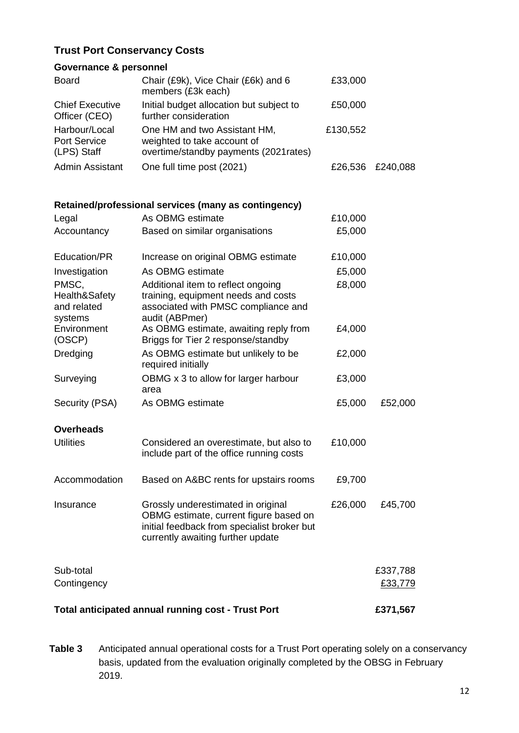## Trust Port Conservancy Costs

| | | | |
|---|---|---|---|
| **Governance & personnel** | | | |
| Board | Chair (£9k), Vice Chair (£6k) and 6 members (£3k each) | £33,000 | |
| Chief Executive Officer (CEO) | Initial budget allocation but subject to further consideration | £50,000 | |
| Harbour/Local Port Service (LPS) Staff | One HM and two Assistant HM, weighted to take account of overtime/standby payments (2021rates) | £130,552 | |
| Admin Assistant | One full time post (2021) | £26,536 | £240,088 |
| **Retained/professional services (many as contingency)** | | | |
| Legal | As OBMG estimate | £10,000 | |
| Accountancy | Based on similar organisations | £5,000 | |
| Education/PR | Increase on original OBMG estimate | £10,000 | |
| Investigation | As OBMG estimate | £5,000 | |
| PMSC, Health&Safety and related systems | Additional item to reflect ongoing training, equipment needs and costs associated with PMSC compliance and audit (ABPmer) | £8,000 | |
| Environment (OSCP) | As OBMG estimate, awaiting reply from Briggs for Tier 2 response/standby | £4,000 | |
| Dredging | As OBMG estimate but unlikely to be required initially | £2,000 | |
| Surveying | OBMG x 3 to allow for larger harbour area | £3,000 | |
| Security (PSA) | As OBMG estimate | £5,000 | £52,000 |
| **Overheads** | | | |
| Utilities | Considered an overestimate, but also to include part of the office running costs | £10,000 | |
| Accommodation | Based on A&BC rents for upstairs rooms | £9,700 | |
| Insurance | Grossly underestimated in original OBMG estimate, current figure based on initial feedback from specialist broker but currently awaiting further update | £26,000 | £45,700 |
| Sub-total | | | £337,788 |
| Contingency | | | £33,779 |
| **Total anticipated annual running cost - Trust Port** | | | **£371,567** |

**Table 3** Anticipated annual operational costs for a Trust Port operating solely on a conservancy basis, updated from the evaluation originally completed by the OBSG in February 2019.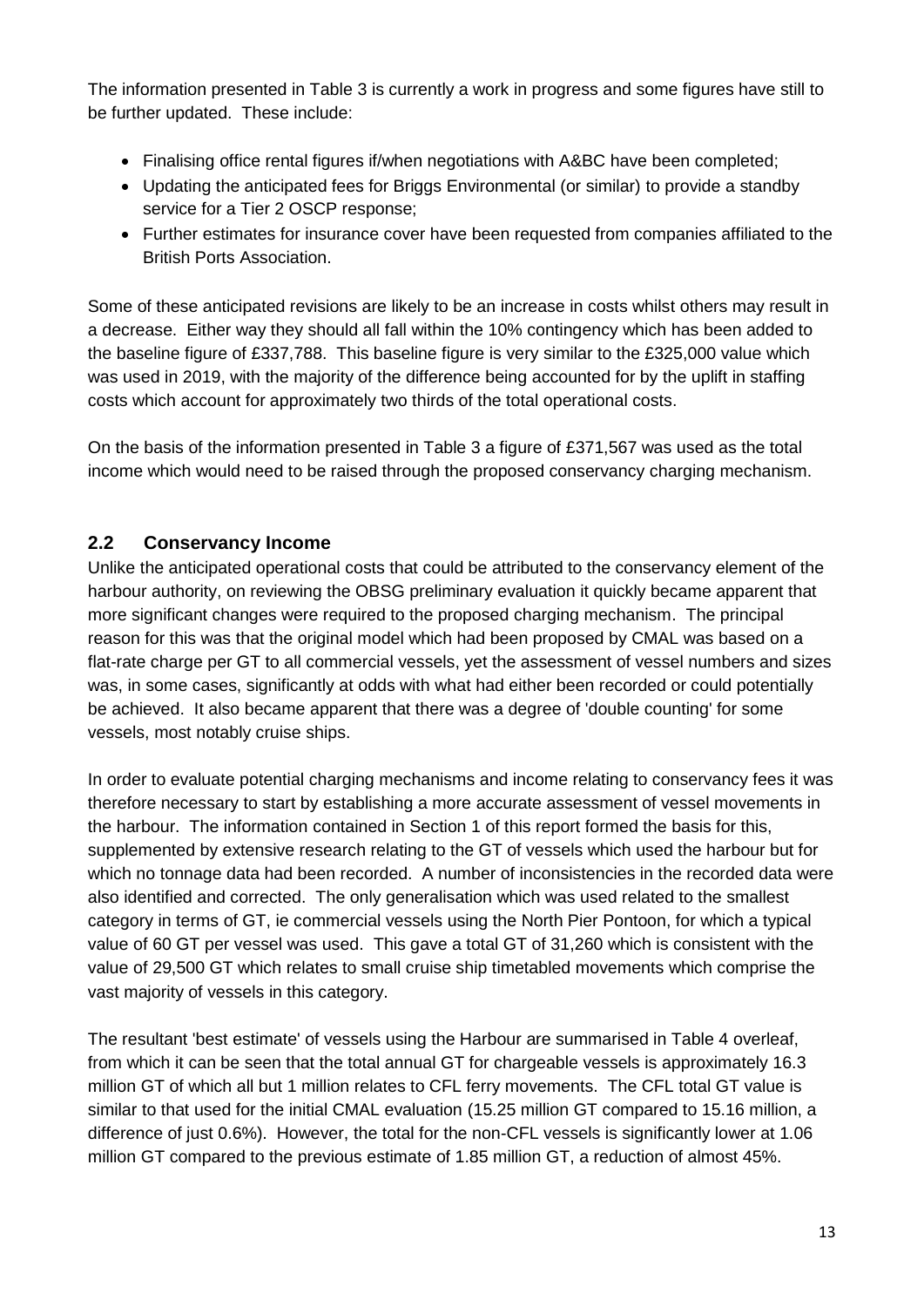The information presented in Table 3 is currently a work in progress and some figures have still to be further updated. These include:

- Finalising office rental figures if/when negotiations with A&BC have been completed;
- Updating the anticipated fees for Briggs Environmental (or similar) to provide a standby service for a Tier 2 OSCP response;
- Further estimates for insurance cover have been requested from companies affiliated to the British Ports Association.

Some of these anticipated revisions are likely to be an increase in costs whilst others may result in a decrease. Either way they should all fall within the 10% contingency which has been added to the baseline figure of £337,788. This baseline figure is very similar to the £325,000 value which was used in 2019, with the majority of the difference being accounted for by the uplift in staffing costs which account for approximately two thirds of the total operational costs.

On the basis of the information presented in Table 3 a figure of £371,567 was used as the total income which would need to be raised through the proposed conservancy charging mechanism.

## 2.2 Conservancy Income

Unlike the anticipated operational costs that could be attributed to the conservancy element of the harbour authority, on reviewing the OBSG preliminary evaluation it quickly became apparent that more significant changes were required to the proposed charging mechanism. The principal reason for this was that the original model which had been proposed by CMAL was based on a flat-rate charge per GT to all commercial vessels, yet the assessment of vessel numbers and sizes was, in some cases, significantly at odds with what had either been recorded or could potentially be achieved. It also became apparent that there was a degree of 'double counting' for some vessels, most notably cruise ships.

In order to evaluate potential charging mechanisms and income relating to conservancy fees it was therefore necessary to start by establishing a more accurate assessment of vessel movements in the harbour. The information contained in Section 1 of this report formed the basis for this, supplemented by extensive research relating to the GT of vessels which used the harbour but for which no tonnage data had been recorded. A number of inconsistencies in the recorded data were also identified and corrected. The only generalisation which was used related to the smallest category in terms of GT, ie commercial vessels using the North Pier Pontoon, for which a typical value of 60 GT per vessel was used. This gave a total GT of 31,260 which is consistent with the value of 29,500 GT which relates to small cruise ship timetabled movements which comprise the vast majority of vessels in this category.

The resultant 'best estimate' of vessels using the Harbour are summarised in Table 4 overleaf, from which it can be seen that the total annual GT for chargeable vessels is approximately 16.3 million GT of which all but 1 million relates to CFL ferry movements. The CFL total GT value is similar to that used for the initial CMAL evaluation (15.25 million GT compared to 15.16 million, a difference of just 0.6%). However, the total for the non-CFL vessels is significantly lower at 1.06 million GT compared to the previous estimate of 1.85 million GT, a reduction of almost 45%.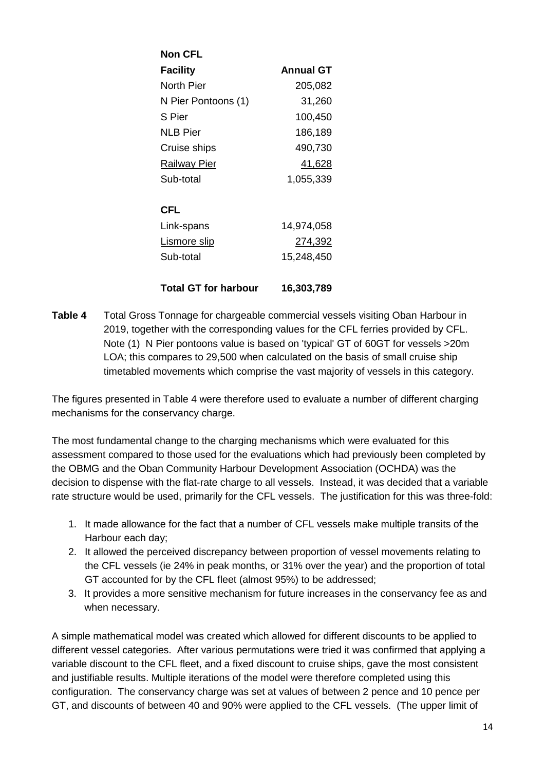| Non CFL | |
|---|---|
| **Facility** | **Annual GT** |
| North Pier | 205,082 |
| N Pier Pontoons (1) | 31,260 |
| S Pier | 100,450 |
| NLB Pier | 186,189 |
| Cruise ships | 490,730 |
| Railway Pier | 41,628 |
| Sub-total | 1,055,339 |
| | |
| **CFL** | |
| Link-spans | 14,974,058 |
| Lismore slip | 274,392 |
| Sub-total | 15,248,450 |
| | |
| **Total GT for harbour** | **16,303,789** |

**Table 4** Total Gross Tonnage for chargeable commercial vessels visiting Oban Harbour in 2019, together with the corresponding values for the CFL ferries provided by CFL. Note (1) N Pier pontoons value is based on 'typical' GT of 60GT for vessels >20m LOA; this compares to 29,500 when calculated on the basis of small cruise ship timetabled movements which comprise the vast majority of vessels in this category.

The figures presented in Table 4 were therefore used to evaluate a number of different charging mechanisms for the conservancy charge.

The most fundamental change to the charging mechanisms which were evaluated for this assessment compared to those used for the evaluations which had previously been completed by the OBMG and the Oban Community Harbour Development Association (OCHDA) was the decision to dispense with the flat-rate charge to all vessels. Instead, it was decided that a variable rate structure would be used, primarily for the CFL vessels. The justification for this was three-fold:

1. It made allowance for the fact that a number of CFL vessels make multiple transits of the Harbour each day;
2. It allowed the perceived discrepancy between proportion of vessel movements relating to the CFL vessels (ie 24% in peak months, or 31% over the year) and the proportion of total GT accounted for by the CFL fleet (almost 95%) to be addressed;
3. It provides a more sensitive mechanism for future increases in the conservancy fee as and when necessary.

A simple mathematical model was created which allowed for different discounts to be applied to different vessel categories. After various permutations were tried it was confirmed that applying a variable discount to the CFL fleet, and a fixed discount to cruise ships, gave the most consistent and justifiable results. Multiple iterations of the model were therefore completed using this configuration. The conservancy charge was set at values of between 2 pence and 10 pence per GT, and discounts of between 40 and 90% were applied to the CFL vessels. (The upper limit of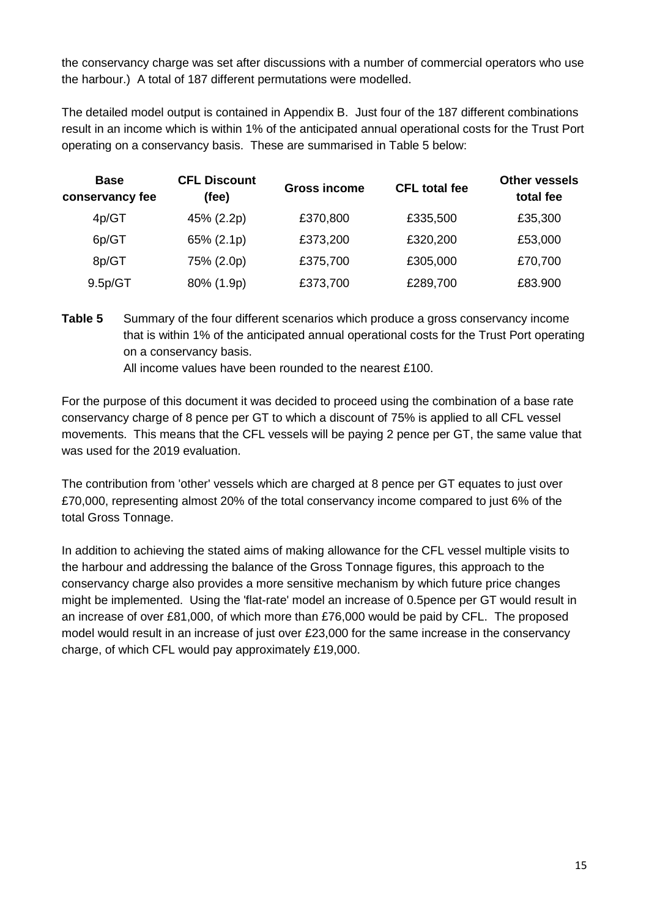the conservancy charge was set after discussions with a number of commercial operators who use the harbour.) A total of 187 different permutations were modelled.

The detailed model output is contained in Appendix B. Just four of the 187 different combinations result in an income which is within 1% of the anticipated annual operational costs for the Trust Port operating on a conservancy basis. These are summarised in Table 5 below:

| Base conservancy fee | CFL Discount (fee) | Gross income | CFL total fee | Other vessels total fee |
|---|---|---|---|---|
| 4p/GT | 45% (2.2p) | £370,800 | £335,500 | £35,300 |
| 6p/GT | 65% (2.1p) | £373,200 | £320,200 | £53,000 |
| 8p/GT | 75% (2.0p) | £375,700 | £305,000 | £70,700 |
| 9.5p/GT | 80% (1.9p) | £373,700 | £289,700 | £83.900 |

**Table 5** Summary of the four different scenarios which produce a gross conservancy income that is within 1% of the anticipated annual operational costs for the Trust Port operating on a conservancy basis.
All income values have been rounded to the nearest £100.

For the purpose of this document it was decided to proceed using the combination of a base rate conservancy charge of 8 pence per GT to which a discount of 75% is applied to all CFL vessel movements. This means that the CFL vessels will be paying 2 pence per GT, the same value that was used for the 2019 evaluation.

The contribution from 'other' vessels which are charged at 8 pence per GT equates to just over £70,000, representing almost 20% of the total conservancy income compared to just 6% of the total Gross Tonnage.

In addition to achieving the stated aims of making allowance for the CFL vessel multiple visits to the harbour and addressing the balance of the Gross Tonnage figures, this approach to the conservancy charge also provides a more sensitive mechanism by which future price changes might be implemented. Using the 'flat-rate' model an increase of 0.5pence per GT would result in an increase of over £81,000, of which more than £76,000 would be paid by CFL. The proposed model would result in an increase of just over £23,000 for the same increase in the conservancy charge, of which CFL would pay approximately £19,000.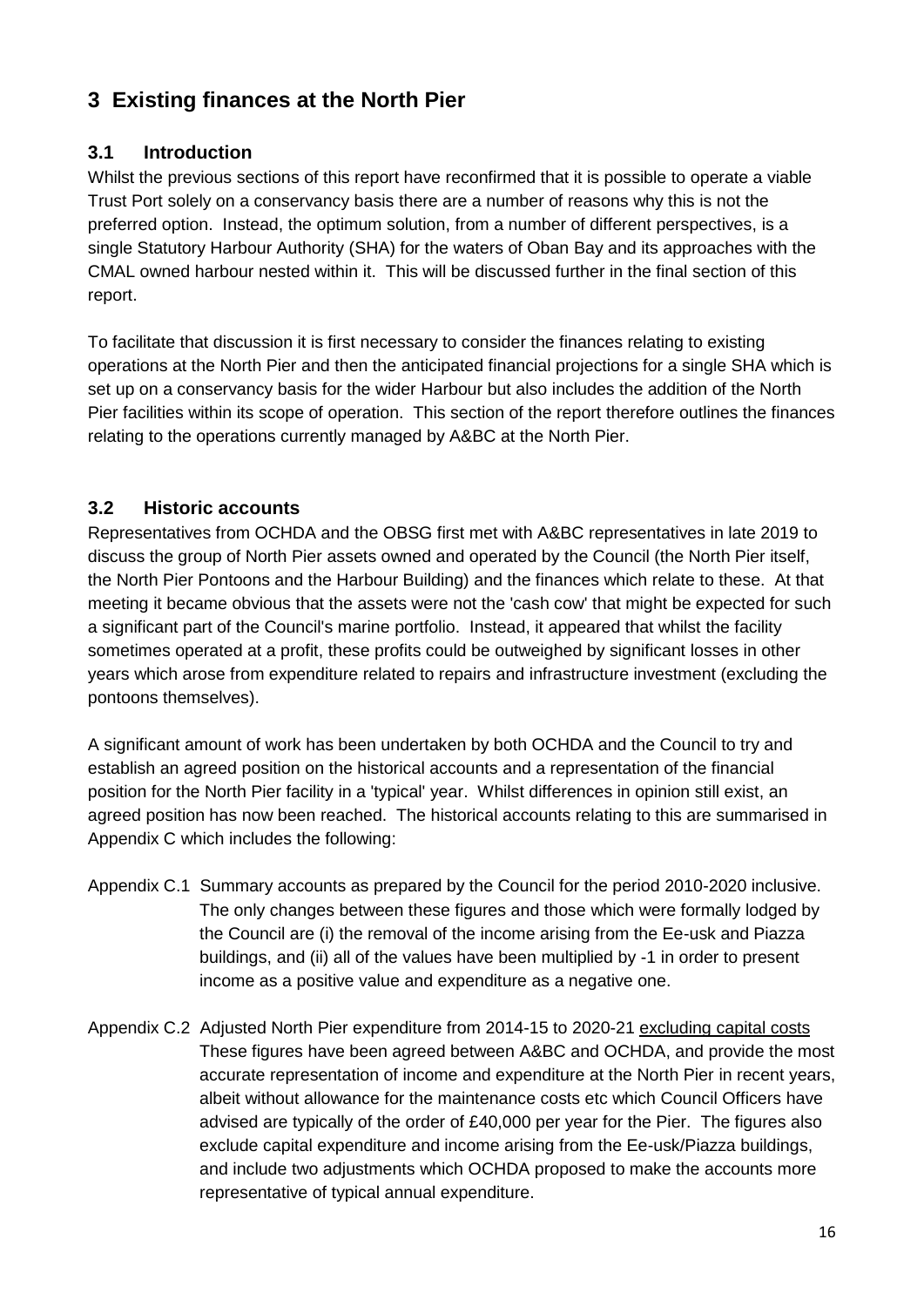# 3 Existing finances at the North Pier

## 3.1 Introduction

Whilst the previous sections of this report have reconfirmed that it is possible to operate a viable Trust Port solely on a conservancy basis there are a number of reasons why this is not the preferred option. Instead, the optimum solution, from a number of different perspectives, is a single Statutory Harbour Authority (SHA) for the waters of Oban Bay and its approaches with the CMAL owned harbour nested within it. This will be discussed further in the final section of this report.

To facilitate that discussion it is first necessary to consider the finances relating to existing operations at the North Pier and then the anticipated financial projections for a single SHA which is set up on a conservancy basis for the wider Harbour but also includes the addition of the North Pier facilities within its scope of operation. This section of the report therefore outlines the finances relating to the operations currently managed by A&BC at the North Pier.

## 3.2 Historic accounts

Representatives from OCHDA and the OBSG first met with A&BC representatives in late 2019 to discuss the group of North Pier assets owned and operated by the Council (the North Pier itself, the North Pier Pontoons and the Harbour Building) and the finances which relate to these. At that meeting it became obvious that the assets were not the 'cash cow' that might be expected for such a significant part of the Council's marine portfolio. Instead, it appeared that whilst the facility sometimes operated at a profit, these profits could be outweighed by significant losses in other years which arose from expenditure related to repairs and infrastructure investment (excluding the pontoons themselves).

A significant amount of work has been undertaken by both OCHDA and the Council to try and establish an agreed position on the historical accounts and a representation of the financial position for the North Pier facility in a 'typical' year. Whilst differences in opinion still exist, an agreed position has now been reached. The historical accounts relating to this are summarised in Appendix C which includes the following:

- Appendix C.1 Summary accounts as prepared by the Council for the period 2010-2020 inclusive. The only changes between these figures and those which were formally lodged by the Council are (i) the removal of the income arising from the Ee-usk and Piazza buildings, and (ii) all of the values have been multiplied by -1 in order to present income as a positive value and expenditure as a negative one.

- Appendix C.2 Adjusted North Pier expenditure from 2014-15 to 2020-21 <u>excluding capital costs</u> These figures have been agreed between A&BC and OCHDA, and provide the most accurate representation of income and expenditure at the North Pier in recent years, albeit without allowance for the maintenance costs etc which Council Officers have advised are typically of the order of £40,000 per year for the Pier. The figures also exclude capital expenditure and income arising from the Ee-usk/Piazza buildings, and include two adjustments which OCHDA proposed to make the accounts more representative of typical annual expenditure.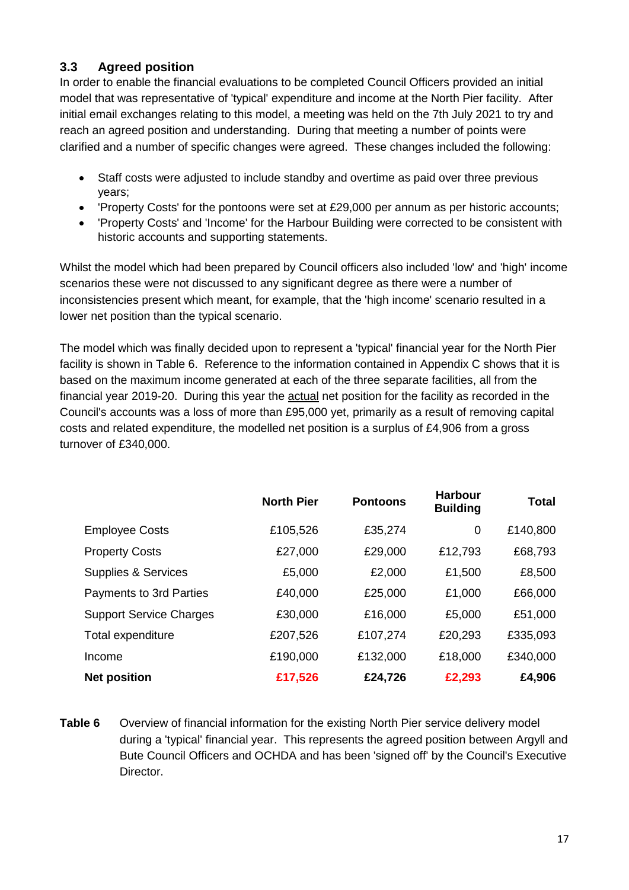## 3.3 Agreed position

In order to enable the financial evaluations to be completed Council Officers provided an initial model that was representative of 'typical' expenditure and income at the North Pier facility. After initial email exchanges relating to this model, a meeting was held on the 7th July 2021 to try and reach an agreed position and understanding. During that meeting a number of points were clarified and a number of specific changes were agreed. These changes included the following:

- Staff costs were adjusted to include standby and overtime as paid over three previous years;
- 'Property Costs' for the pontoons were set at £29,000 per annum as per historic accounts;
- 'Property Costs' and 'Income' for the Harbour Building were corrected to be consistent with historic accounts and supporting statements.

Whilst the model which had been prepared by Council officers also included 'low' and 'high' income scenarios these were not discussed to any significant degree as there were a number of inconsistencies present which meant, for example, that the 'high income' scenario resulted in a lower net position than the typical scenario.

The model which was finally decided upon to represent a 'typical' financial year for the North Pier facility is shown in Table 6. Reference to the information contained in Appendix C shows that it is based on the maximum income generated at each of the three separate facilities, all from the financial year 2019-20. During this year the actual net position for the facility as recorded in the Council's accounts was a loss of more than £95,000 yet, primarily as a result of removing capital costs and related expenditure, the modelled net position is a surplus of £4,906 from a gross turnover of £340,000.

| | North Pier | Pontoons | Harbour Building | Total |
|---|---|---|---|---|
| Employee Costs | £105,526 | £35,274 | 0 | £140,800 |
| Property Costs | £27,000 | £29,000 | £12,793 | £68,793 |
| Supplies & Services | £5,000 | £2,000 | £1,500 | £8,500 |
| Payments to 3rd Parties | £40,000 | £25,000 | £1,000 | £66,000 |
| Support Service Charges | £30,000 | £16,000 | £5,000 | £51,000 |
| Total expenditure | £207,526 | £107,274 | £20,293 | £335,093 |
| Income | £190,000 | £132,000 | £18,000 | £340,000 |
| **Net position** | **£17,526** | **£24,726** | **£2,293** | **£4,906** |

**Table 6** Overview of financial information for the existing North Pier service delivery model during a 'typical' financial year. This represents the agreed position between Argyll and Bute Council Officers and OCHDA and has been 'signed off' by the Council's Executive Director.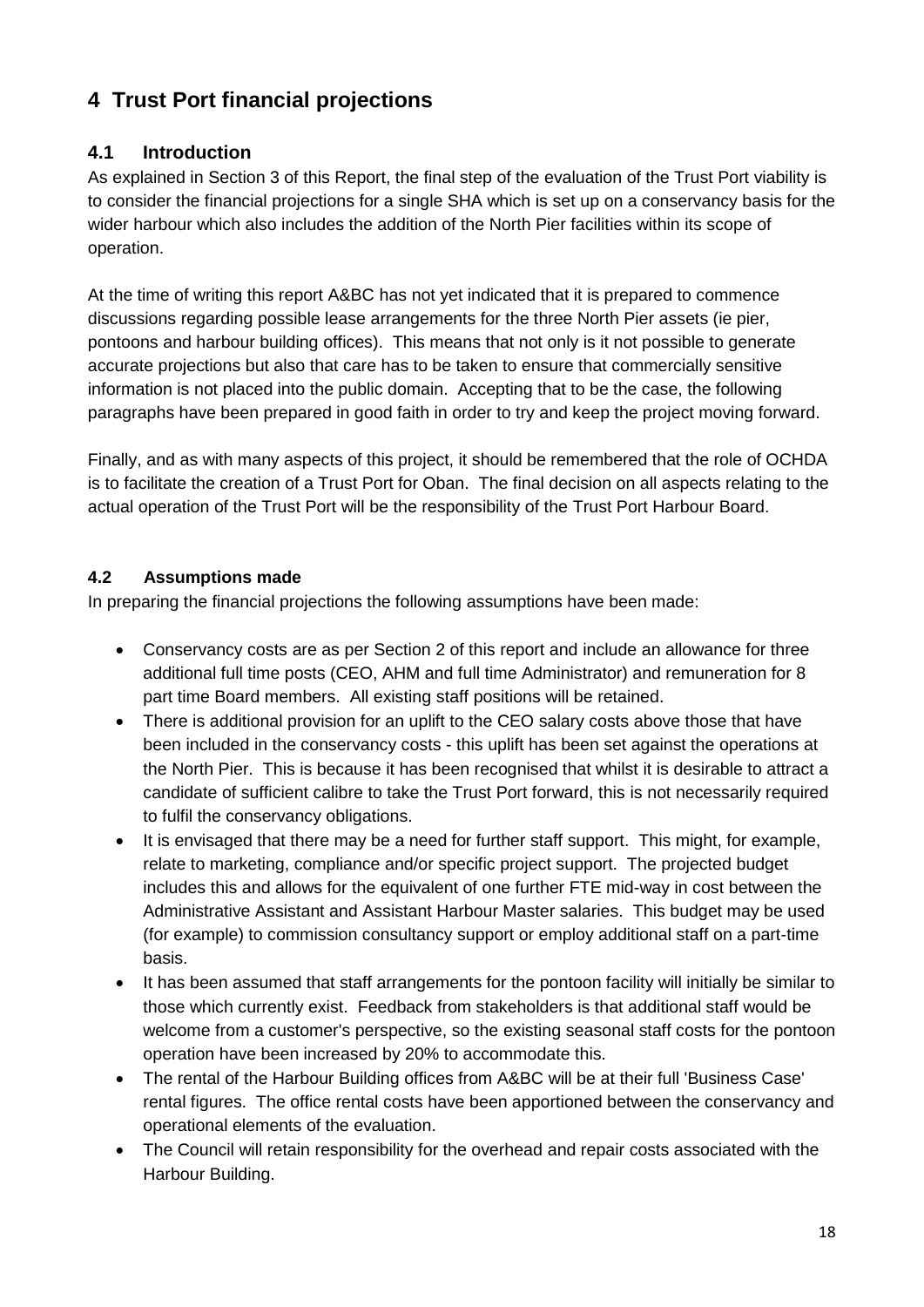# 4 Trust Port financial projections

## 4.1 Introduction

As explained in Section 3 of this Report, the final step of the evaluation of the Trust Port viability is to consider the financial projections for a single SHA which is set up on a conservancy basis for the wider harbour which also includes the addition of the North Pier facilities within its scope of operation.

At the time of writing this report A&BC has not yet indicated that it is prepared to commence discussions regarding possible lease arrangements for the three North Pier assets (ie pier, pontoons and harbour building offices). This means that not only is it not possible to generate accurate projections but also that care has to be taken to ensure that commercially sensitive information is not placed into the public domain. Accepting that to be the case, the following paragraphs have been prepared in good faith in order to try and keep the project moving forward.

Finally, and as with many aspects of this project, it should be remembered that the role of OCHDA is to facilitate the creation of a Trust Port for Oban. The final decision on all aspects relating to the actual operation of the Trust Port will be the responsibility of the Trust Port Harbour Board.

### 4.2 Assumptions made

In preparing the financial projections the following assumptions have been made:

- Conservancy costs are as per Section 2 of this report and include an allowance for three additional full time posts (CEO, AHM and full time Administrator) and remuneration for 8 part time Board members. All existing staff positions will be retained.
- There is additional provision for an uplift to the CEO salary costs above those that have been included in the conservancy costs - this uplift has been set against the operations at the North Pier. This is because it has been recognised that whilst it is desirable to attract a candidate of sufficient calibre to take the Trust Port forward, this is not necessarily required to fulfil the conservancy obligations.
- It is envisaged that there may be a need for further staff support. This might, for example, relate to marketing, compliance and/or specific project support. The projected budget includes this and allows for the equivalent of one further FTE mid-way in cost between the Administrative Assistant and Assistant Harbour Master salaries. This budget may be used (for example) to commission consultancy support or employ additional staff on a part-time basis.
- It has been assumed that staff arrangements for the pontoon facility will initially be similar to those which currently exist. Feedback from stakeholders is that additional staff would be welcome from a customer's perspective, so the existing seasonal staff costs for the pontoon operation have been increased by 20% to accommodate this.
- The rental of the Harbour Building offices from A&BC will be at their full 'Business Case' rental figures. The office rental costs have been apportioned between the conservancy and operational elements of the evaluation.
- The Council will retain responsibility for the overhead and repair costs associated with the Harbour Building.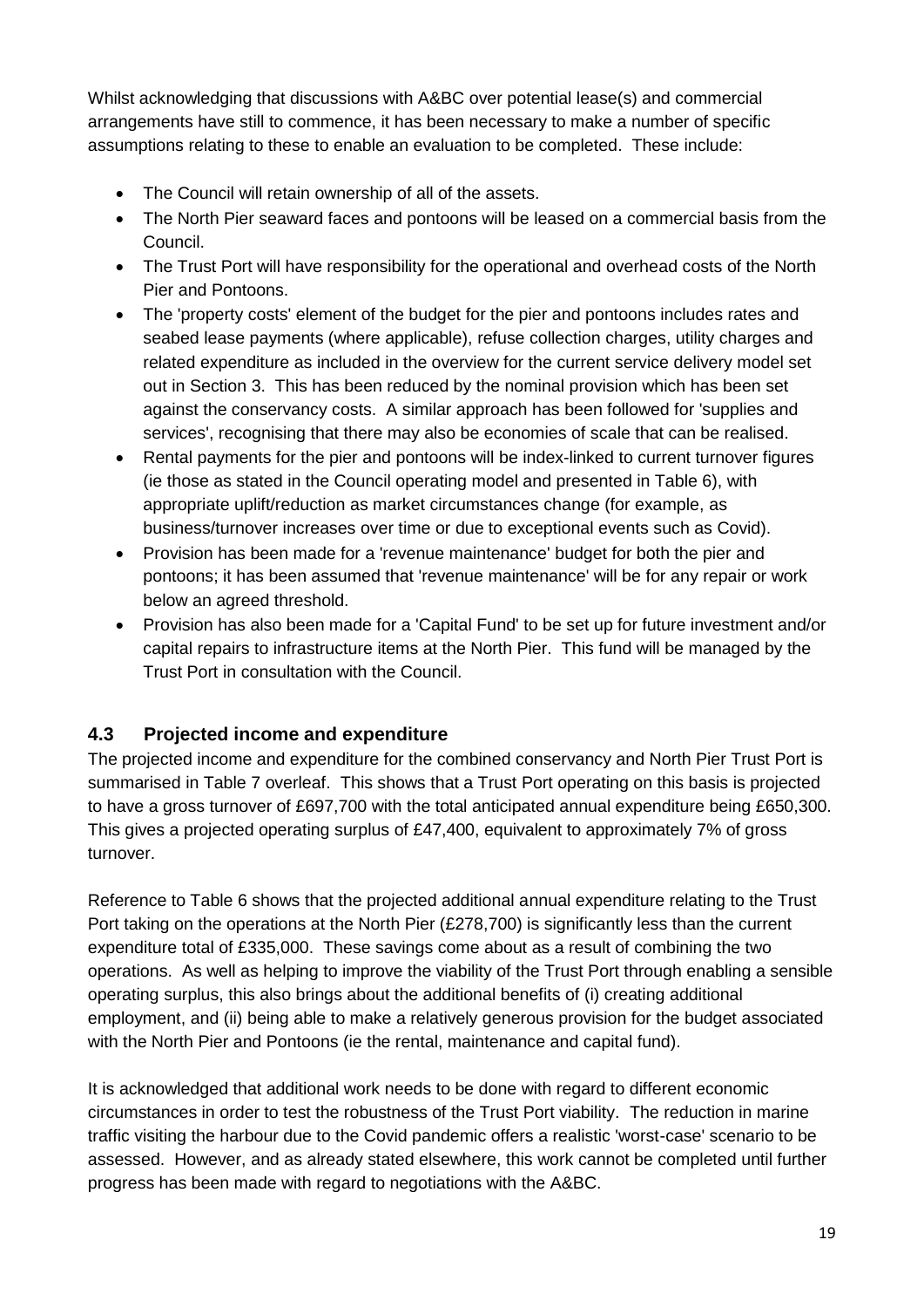Whilst acknowledging that discussions with A&BC over potential lease(s) and commercial arrangements have still to commence, it has been necessary to make a number of specific assumptions relating to these to enable an evaluation to be completed. These include:

- The Council will retain ownership of all of the assets.
- The North Pier seaward faces and pontoons will be leased on a commercial basis from the Council.
- The Trust Port will have responsibility for the operational and overhead costs of the North Pier and Pontoons.
- The 'property costs' element of the budget for the pier and pontoons includes rates and seabed lease payments (where applicable), refuse collection charges, utility charges and related expenditure as included in the overview for the current service delivery model set out in Section 3. This has been reduced by the nominal provision which has been set against the conservancy costs. A similar approach has been followed for 'supplies and services', recognising that there may also be economies of scale that can be realised.
- Rental payments for the pier and pontoons will be index-linked to current turnover figures (ie those as stated in the Council operating model and presented in Table 6), with appropriate uplift/reduction as market circumstances change (for example, as business/turnover increases over time or due to exceptional events such as Covid).
- Provision has been made for a 'revenue maintenance' budget for both the pier and pontoons; it has been assumed that 'revenue maintenance' will be for any repair or work below an agreed threshold.
- Provision has also been made for a 'Capital Fund' to be set up for future investment and/or capital repairs to infrastructure items at the North Pier. This fund will be managed by the Trust Port in consultation with the Council.

## 4.3 Projected income and expenditure

The projected income and expenditure for the combined conservancy and North Pier Trust Port is summarised in Table 7 overleaf. This shows that a Trust Port operating on this basis is projected to have a gross turnover of £697,700 with the total anticipated annual expenditure being £650,300. This gives a projected operating surplus of £47,400, equivalent to approximately 7% of gross turnover.

Reference to Table 6 shows that the projected additional annual expenditure relating to the Trust Port taking on the operations at the North Pier (£278,700) is significantly less than the current expenditure total of £335,000. These savings come about as a result of combining the two operations. As well as helping to improve the viability of the Trust Port through enabling a sensible operating surplus, this also brings about the additional benefits of (i) creating additional employment, and (ii) being able to make a relatively generous provision for the budget associated with the North Pier and Pontoons (ie the rental, maintenance and capital fund).

It is acknowledged that additional work needs to be done with regard to different economic circumstances in order to test the robustness of the Trust Port viability. The reduction in marine traffic visiting the harbour due to the Covid pandemic offers a realistic 'worst-case' scenario to be assessed. However, and as already stated elsewhere, this work cannot be completed until further progress has been made with regard to negotiations with the A&BC.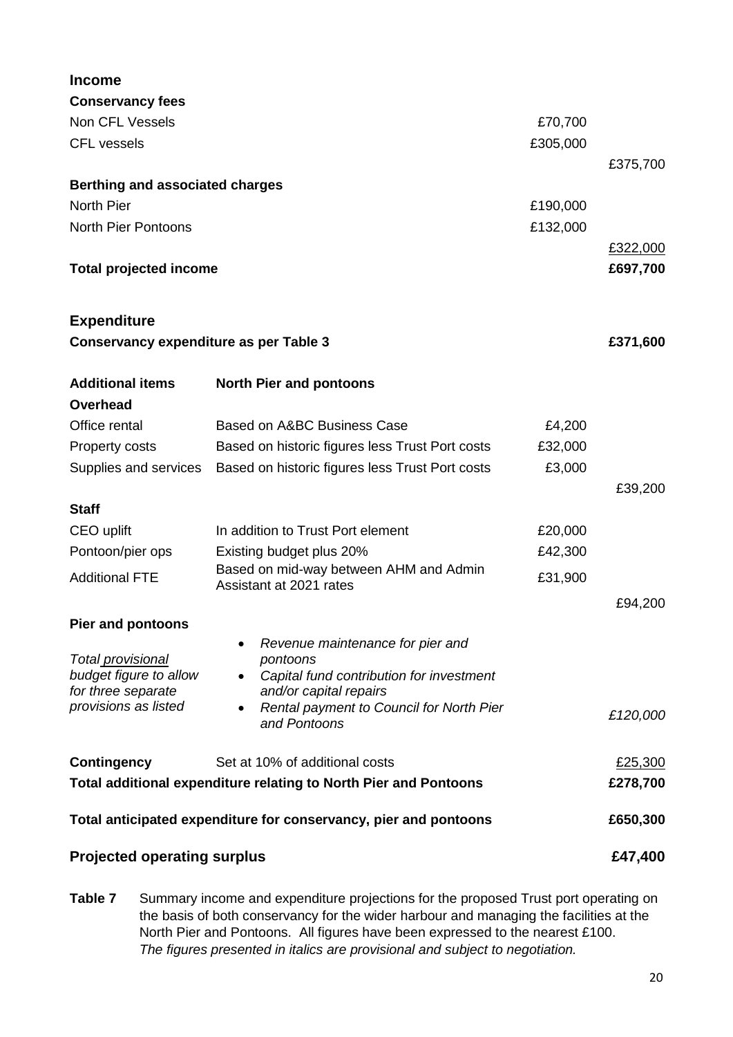| **Income** | | | |
|---|---|---|---|
| **Conservancy fees** | | | |
| Non CFL Vessels | | £70,700 | |
| CFL vessels | | £305,000 | |
| | | | £375,700 |
| **Berthing and associated charges** | | | |
| North Pier | | £190,000 | |
| North Pier Pontoons | | £132,000 | |
| | | | £322,000 |
| **Total projected income** | | | **£697,700** |
| | | | |
| **Expenditure** | | | |
| **Conservancy expenditure as per Table 3** | | | **£371,600** |
| | | | |
| **Additional items** | **North Pier and pontoons** | | |
| **Overhead** | | | |
| Office rental | Based on A&BC Business Case | £4,200 | |
| Property costs | Based on historic figures less Trust Port costs | £32,000 | |
| Supplies and services | Based on historic figures less Trust Port costs | £3,000 | |
| | | | £39,200 |
| **Staff** | | | |
| CEO uplift | In addition to Trust Port element | £20,000 | |
| Pontoon/pier ops | Existing budget plus 20% | £42,300 | |
| Additional FTE | Based on mid-way between AHM and Admin Assistant at 2021 rates | £31,900 | |
| | | | £94,200 |
| **Pier and pontoons** | | | |
| *Total provisional budget figure to allow for three separate provisions as listed* | • *Revenue maintenance for pier and pontoons*<br>• *Capital fund contribution for investment and/or capital repairs*<br>• *Rental payment to Council for North Pier and Pontoons* | | *£120,000* |
| | | | |
| **Contingency** | Set at 10% of additional costs | | £25,300 |
| **Total additional expenditure relating to North Pier and Pontoons** | | | **£278,700** |
| | | | |
| **Total anticipated expenditure for conservancy, pier and pontoons** | | | **£650,300** |
| | | | |
| **Projected operating surplus** | | | **£47,400** |

**Table 7** Summary income and expenditure projections for the proposed Trust port operating on the basis of both conservancy for the wider harbour and managing the facilities at the North Pier and Pontoons. All figures have been expressed to the nearest £100. *The figures presented in italics are provisional and subject to negotiation.*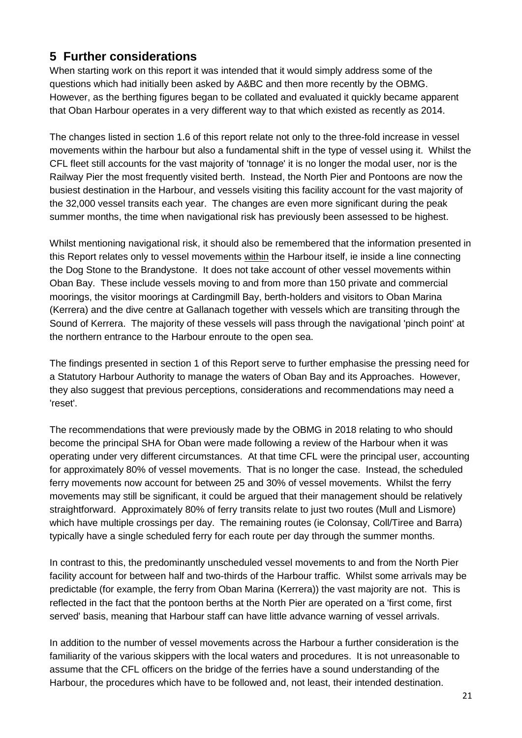## 5 Further considerations

When starting work on this report it was intended that it would simply address some of the questions which had initially been asked by A&BC and then more recently by the OBMG. However, as the berthing figures began to be collated and evaluated it quickly became apparent that Oban Harbour operates in a very different way to that which existed as recently as 2014.

The changes listed in section 1.6 of this report relate not only to the three-fold increase in vessel movements within the harbour but also a fundamental shift in the type of vessel using it. Whilst the CFL fleet still accounts for the vast majority of 'tonnage' it is no longer the modal user, nor is the Railway Pier the most frequently visited berth. Instead, the North Pier and Pontoons are now the busiest destination in the Harbour, and vessels visiting this facility account for the vast majority of the 32,000 vessel transits each year. The changes are even more significant during the peak summer months, the time when navigational risk has previously been assessed to be highest.

Whilst mentioning navigational risk, it should also be remembered that the information presented in this Report relates only to vessel movements <u>within</u> the Harbour itself, ie inside a line connecting the Dog Stone to the Brandystone. It does not take account of other vessel movements within Oban Bay. These include vessels moving to and from more than 150 private and commercial moorings, the visitor moorings at Cardingmill Bay, berth-holders and visitors to Oban Marina (Kerrera) and the dive centre at Gallanach together with vessels which are transiting through the Sound of Kerrera. The majority of these vessels will pass through the navigational 'pinch point' at the northern entrance to the Harbour enroute to the open sea.

The findings presented in section 1 of this Report serve to further emphasise the pressing need for a Statutory Harbour Authority to manage the waters of Oban Bay and its Approaches. However, they also suggest that previous perceptions, considerations and recommendations may need a 'reset'.

The recommendations that were previously made by the OBMG in 2018 relating to who should become the principal SHA for Oban were made following a review of the Harbour when it was operating under very different circumstances. At that time CFL were the principal user, accounting for approximately 80% of vessel movements. That is no longer the case. Instead, the scheduled ferry movements now account for between 25 and 30% of vessel movements. Whilst the ferry movements may still be significant, it could be argued that their management should be relatively straightforward. Approximately 80% of ferry transits relate to just two routes (Mull and Lismore) which have multiple crossings per day. The remaining routes (ie Colonsay, Coll/Tiree and Barra) typically have a single scheduled ferry for each route per day through the summer months.

In contrast to this, the predominantly unscheduled vessel movements to and from the North Pier facility account for between half and two-thirds of the Harbour traffic. Whilst some arrivals may be predictable (for example, the ferry from Oban Marina (Kerrera)) the vast majority are not. This is reflected in the fact that the pontoon berths at the North Pier are operated on a 'first come, first served' basis, meaning that Harbour staff can have little advance warning of vessel arrivals.

In addition to the number of vessel movements across the Harbour a further consideration is the familiarity of the various skippers with the local waters and procedures. It is not unreasonable to assume that the CFL officers on the bridge of the ferries have a sound understanding of the Harbour, the procedures which have to be followed and, not least, their intended destination.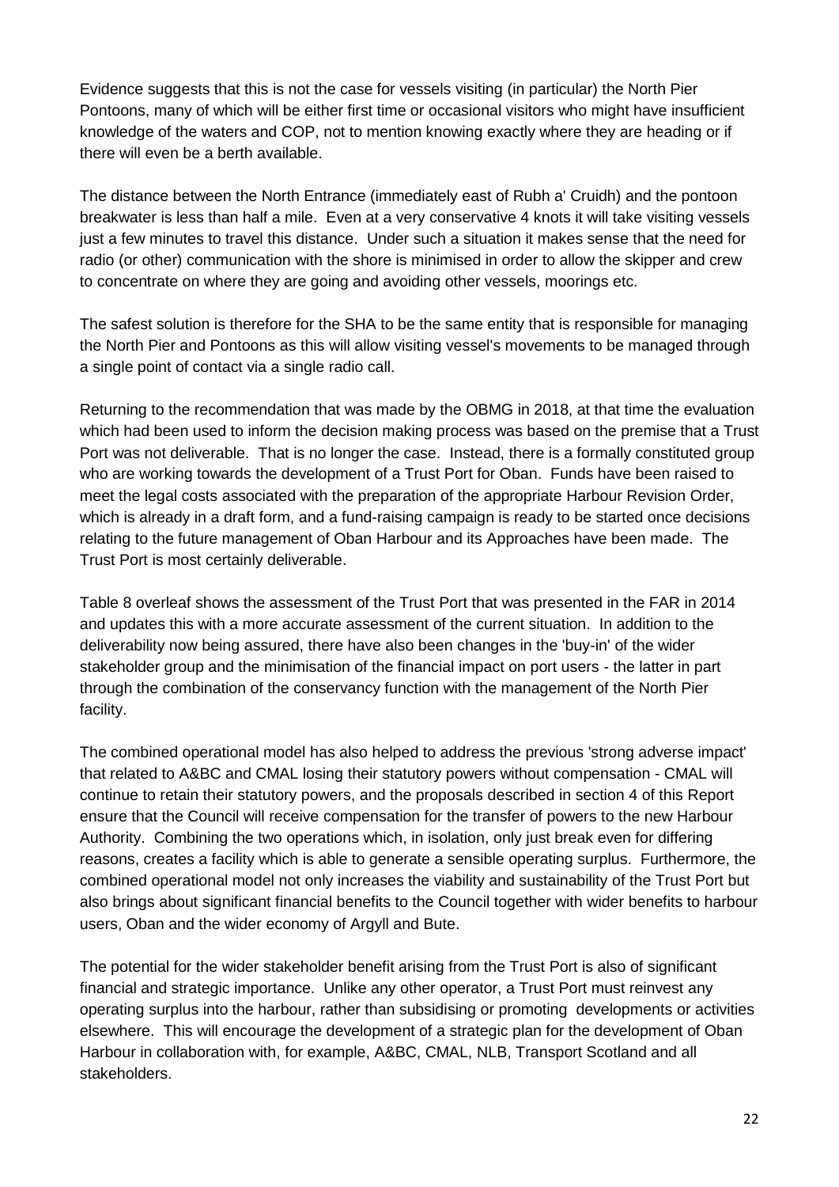Evidence suggests that this is not the case for vessels visiting (in particular) the North Pier Pontoons, many of which will be either first time or occasional visitors who might have insufficient knowledge of the waters and COP, not to mention knowing exactly where they are heading or if there will even be a berth available.

The distance between the North Entrance (immediately east of Rubh a' Cruidh) and the pontoon breakwater is less than half a mile. Even at a very conservative 4 knots it will take visiting vessels just a few minutes to travel this distance. Under such a situation it makes sense that the need for radio (or other) communication with the shore is minimised in order to allow the skipper and crew to concentrate on where they are going and avoiding other vessels, moorings etc.

The safest solution is therefore for the SHA to be the same entity that is responsible for managing the North Pier and Pontoons as this will allow visiting vessel's movements to be managed through a single point of contact via a single radio call.

Returning to the recommendation that was made by the OBMG in 2018, at that time the evaluation which had been used to inform the decision making process was based on the premise that a Trust Port was not deliverable. That is no longer the case. Instead, there is a formally constituted group who are working towards the development of a Trust Port for Oban. Funds have been raised to meet the legal costs associated with the preparation of the appropriate Harbour Revision Order, which is already in a draft form, and a fund-raising campaign is ready to be started once decisions relating to the future management of Oban Harbour and its Approaches have been made. The Trust Port is most certainly deliverable.

Table 8 overleaf shows the assessment of the Trust Port that was presented in the FAR in 2014 and updates this with a more accurate assessment of the current situation. In addition to the deliverability now being assured, there have also been changes in the 'buy-in' of the wider stakeholder group and the minimisation of the financial impact on port users - the latter in part through the combination of the conservancy function with the management of the North Pier facility.

The combined operational model has also helped to address the previous 'strong adverse impact' that related to A&BC and CMAL losing their statutory powers without compensation - CMAL will continue to retain their statutory powers, and the proposals described in section 4 of this Report ensure that the Council will receive compensation for the transfer of powers to the new Harbour Authority. Combining the two operations which, in isolation, only just break even for differing reasons, creates a facility which is able to generate a sensible operating surplus. Furthermore, the combined operational model not only increases the viability and sustainability of the Trust Port but also brings about significant financial benefits to the Council together with wider benefits to harbour users, Oban and the wider economy of Argyll and Bute.

The potential for the wider stakeholder benefit arising from the Trust Port is also of significant financial and strategic importance. Unlike any other operator, a Trust Port must reinvest any operating surplus into the harbour, rather than subsidising or promoting developments or activities elsewhere. This will encourage the development of a strategic plan for the development of Oban Harbour in collaboration with, for example, A&BC, CMAL, NLB, Transport Scotland and all stakeholders.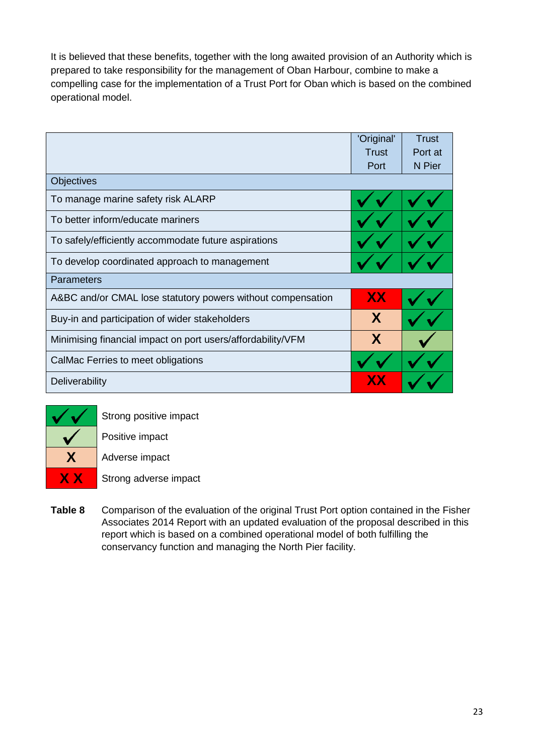It is believed that these benefits, together with the long awaited provision of an Authority which is prepared to take responsibility for the management of Oban Harbour, combine to make a compelling case for the implementation of a Trust Port for Oban which is based on the combined operational model.

| | 'Original' Trust Port | Trust Port at N Pier |
|---|---|---|
| **Objectives** | | |
| To manage marine safety risk ALARP | ✓✓ | ✓✓ |
| To better inform/educate mariners | ✓✓ | ✓✓ |
| To safely/efficiently accommodate future aspirations | ✓✓ | ✓✓ |
| To develop coordinated approach to management | ✓✓ | ✓✓ |
| **Parameters** | | |
| A&BC and/or CMAL lose statutory powers without compensation | XX | ✓✓ |
| Buy-in and participation of wider stakeholders | X | ✓✓ |
| Minimising financial impact on port users/affordability/VFM | X | ✓ |
| CalMac Ferries to meet obligations | ✓✓ | ✓✓ |
| Deliverability | XX | ✓✓ |

| | |
|---|---|
| ✓✓ | Strong positive impact |
| ✓ | Positive impact |
| X | Adverse impact |
| X X | Strong adverse impact |

**Table 8** Comparison of the evaluation of the original Trust Port option contained in the Fisher Associates 2014 Report with an updated evaluation of the proposal described in this report which is based on a combined operational model of both fulfilling the conservancy function and managing the North Pier facility.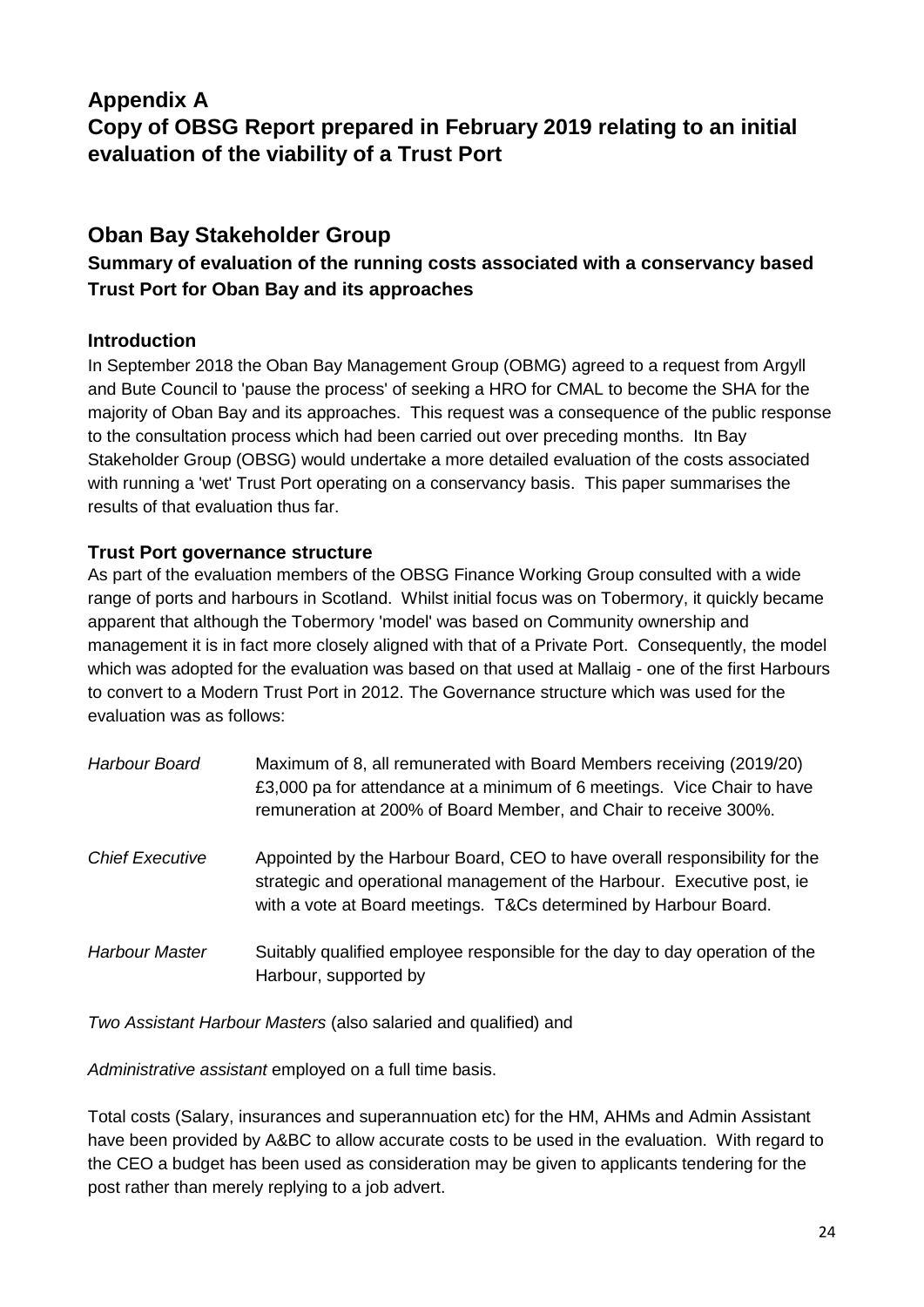# Appendix A
# Copy of OBSG Report prepared in February 2019 relating to an initial evaluation of the viability of a Trust Port

## Oban Bay Stakeholder Group

### Summary of evaluation of the running costs associated with a conservancy based Trust Port for Oban Bay and its approaches

### Introduction

In September 2018 the Oban Bay Management Group (OBMG) agreed to a request from Argyll and Bute Council to 'pause the process' of seeking a HRO for CMAL to become the SHA for the majority of Oban Bay and its approaches. This request was a consequence of the public response to the consultation process which had been carried out over preceding months. Itn Bay Stakeholder Group (OBSG) would undertake a more detailed evaluation of the costs associated with running a 'wet' Trust Port operating on a conservancy basis. This paper summarises the results of that evaluation thus far.

### Trust Port governance structure

As part of the evaluation members of the OBSG Finance Working Group consulted with a wide range of ports and harbours in Scotland. Whilst initial focus was on Tobermory, it quickly became apparent that although the Tobermory 'model' was based on Community ownership and management it is in fact more closely aligned with that of a Private Port. Consequently, the model which was adopted for the evaluation was based on that used at Mallaig - one of the first Harbours to convert to a Modern Trust Port in 2012. The Governance structure which was used for the evaluation was as follows:

| | |
|---|---|
| *Harbour Board* | Maximum of 8, all remunerated with Board Members receiving (2019/20) £3,000 pa for attendance at a minimum of 6 meetings. Vice Chair to have remuneration at 200% of Board Member, and Chair to receive 300%. |
| *Chief Executive* | Appointed by the Harbour Board, CEO to have overall responsibility for the strategic and operational management of the Harbour. Executive post, ie with a vote at Board meetings. T&Cs determined by Harbour Board. |
| *Harbour Master* | Suitably qualified employee responsible for the day to day operation of the Harbour, supported by |

*Two Assistant Harbour Masters* (also salaried and qualified) and

*Administrative assistant* employed on a full time basis.

Total costs (Salary, insurances and superannuation etc) for the HM, AHMs and Admin Assistant have been provided by A&BC to allow accurate costs to be used in the evaluation. With regard to the CEO a budget has been used as consideration may be given to applicants tendering for the post rather than merely replying to a job advert.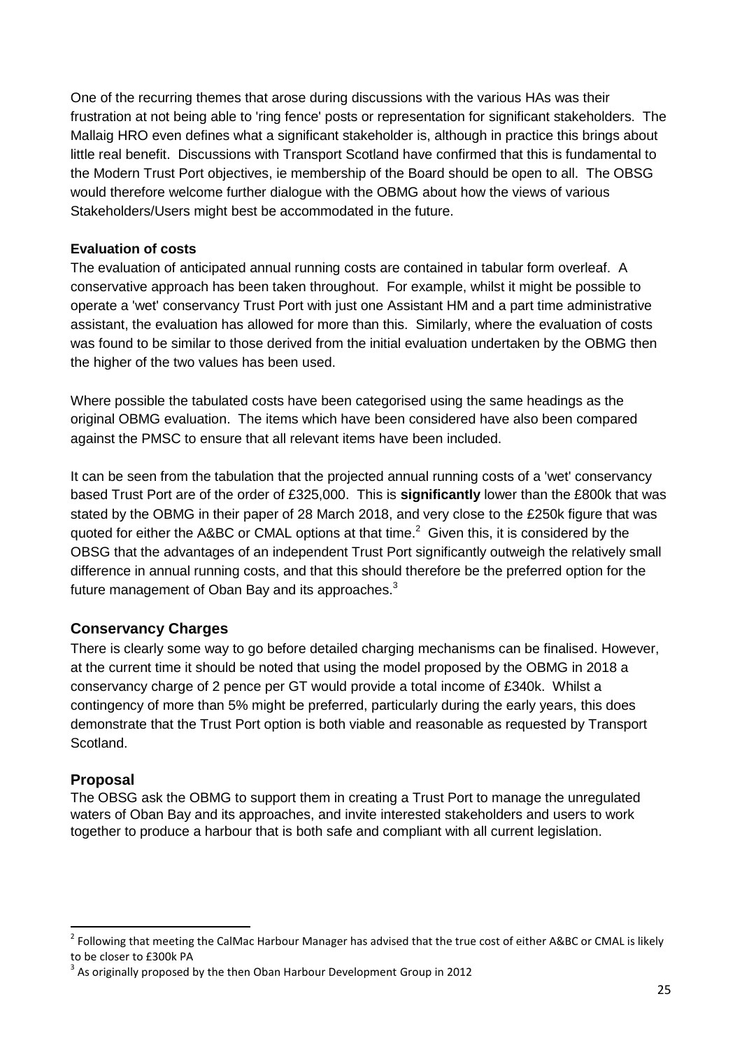One of the recurring themes that arose during discussions with the various HAs was their frustration at not being able to 'ring fence' posts or representation for significant stakeholders. The Mallaig HRO even defines what a significant stakeholder is, although in practice this brings about little real benefit. Discussions with Transport Scotland have confirmed that this is fundamental to the Modern Trust Port objectives, ie membership of the Board should be open to all. The OBSG would therefore welcome further dialogue with the OBMG about how the views of various Stakeholders/Users might best be accommodated in the future.

**Evaluation of costs**

The evaluation of anticipated annual running costs are contained in tabular form overleaf. A conservative approach has been taken throughout. For example, whilst it might be possible to operate a 'wet' conservancy Trust Port with just one Assistant HM and a part time administrative assistant, the evaluation has allowed for more than this. Similarly, where the evaluation of costs was found to be similar to those derived from the initial evaluation undertaken by the OBMG then the higher of the two values has been used.

Where possible the tabulated costs have been categorised using the same headings as the original OBMG evaluation. The items which have been considered have also been compared against the PMSC to ensure that all relevant items have been included.

It can be seen from the tabulation that the projected annual running costs of a 'wet' conservancy based Trust Port are of the order of £325,000. This is **significantly** lower than the £800k that was stated by the OBMG in their paper of 28 March 2018, and very close to the £250k figure that was quoted for either the A&BC or CMAL options at that time.[2] Given this, it is considered by the OBSG that the advantages of an independent Trust Port significantly outweigh the relatively small difference in annual running costs, and that this should therefore be the preferred option for the future management of Oban Bay and its approaches.[3]

## Conservancy Charges

There is clearly some way to go before detailed charging mechanisms can be finalised. However, at the current time it should be noted that using the model proposed by the OBMG in 2018 a conservancy charge of 2 pence per GT would provide a total income of £340k. Whilst a contingency of more than 5% might be preferred, particularly during the early years, this does demonstrate that the Trust Port option is both viable and reasonable as requested by Transport Scotland.

## Proposal

The OBSG ask the OBMG to support them in creating a Trust Port to manage the unregulated waters of Oban Bay and its approaches, and invite interested stakeholders and users to work together to produce a harbour that is both safe and compliant with all current legislation.

---

[2] Following that meeting the CalMac Harbour Manager has advised that the true cost of either A&BC or CMAL is likely to be closer to £300k PA

[3] As originally proposed by the then Oban Harbour Development Group in 2012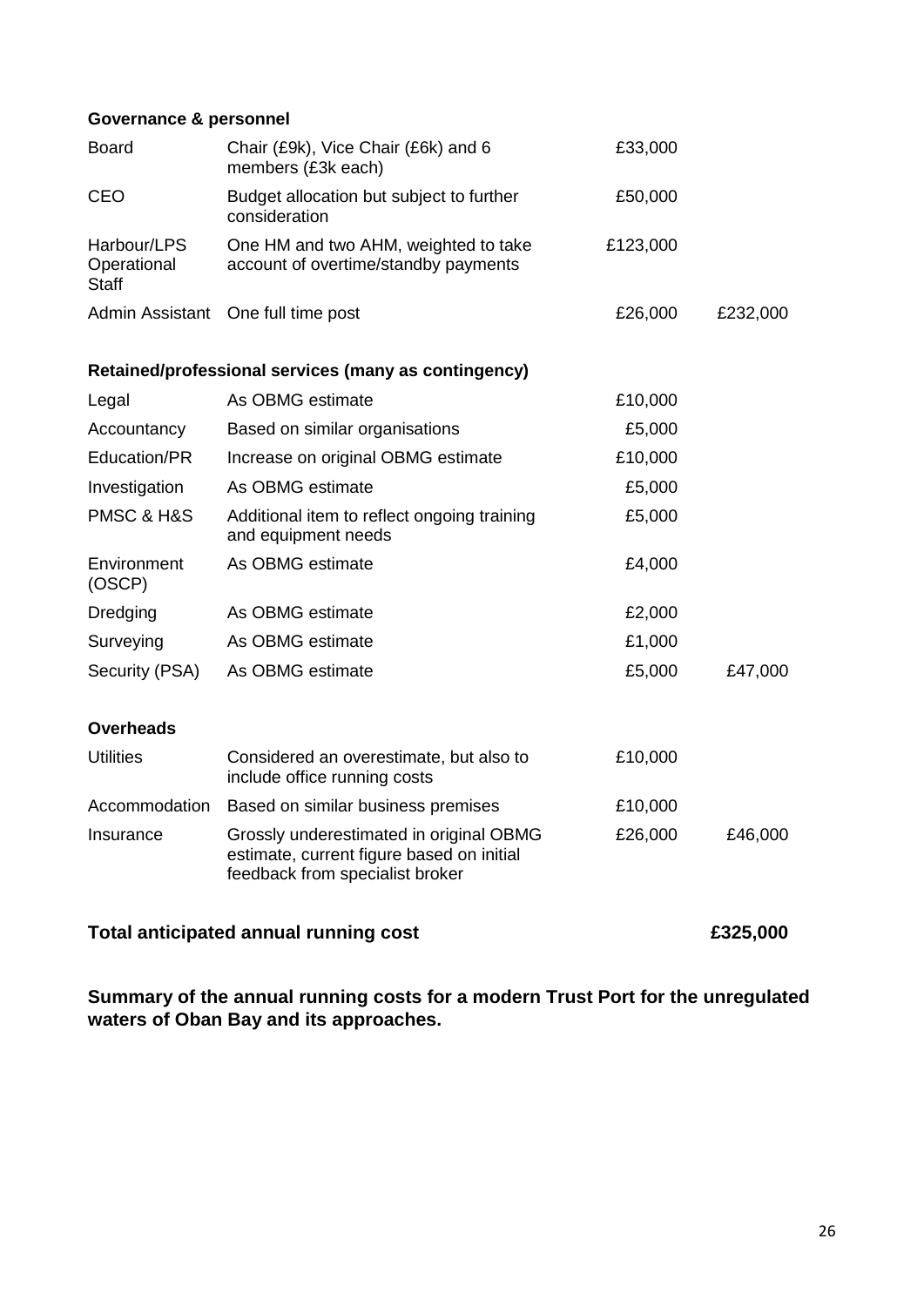| **Governance & personnel** | | | |
|---|---|---|---|
| Board | Chair (£9k), Vice Chair (£6k) and 6 members (£3k each) | £33,000 | |
| CEO | Budget allocation but subject to further consideration | £50,000 | |
| Harbour/LPS Operational Staff | One HM and two AHM, weighted to take account of overtime/standby payments | £123,000 | |
| Admin Assistant | One full time post | £26,000 | £232,000 |
| **Retained/professional services (many as contingency)** | | | |
| Legal | As OBMG estimate | £10,000 | |
| Accountancy | Based on similar organisations | £5,000 | |
| Education/PR | Increase on original OBMG estimate | £10,000 | |
| Investigation | As OBMG estimate | £5,000 | |
| PMSC & H&S | Additional item to reflect ongoing training and equipment needs | £5,000 | |
| Environment (OSCP) | As OBMG estimate | £4,000 | |
| Dredging | As OBMG estimate | £2,000 | |
| Surveying | As OBMG estimate | £1,000 | |
| Security (PSA) | As OBMG estimate | £5,000 | £47,000 |
| **Overheads** | | | |
| Utilities | Considered an overestimate, but also to include office running costs | £10,000 | |
| Accommodation | Based on similar business premises | £10,000 | |
| Insurance | Grossly underestimated in original OBMG estimate, current figure based on initial feedback from specialist broker | £26,000 | £46,000 |
| **Total anticipated annual running cost** | | | **£325,000** |

**Summary of the annual running costs for a modern Trust Port for the unregulated waters of Oban Bay and its approaches.**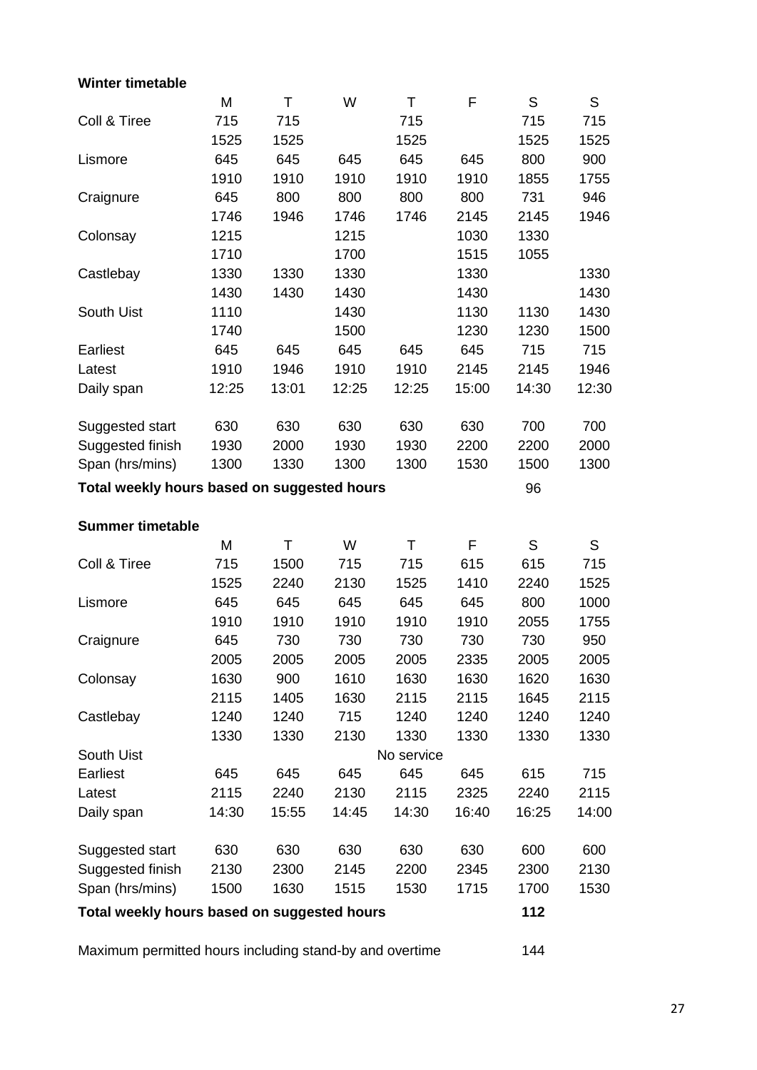**Winter timetable**

| | M | T | W | T | F | S | S |
|---|---|---|---|---|---|---|---|
| Coll & Tiree | 715 | 715 | | 715 | | 715 | 715 |
| | 1525 | 1525 | | 1525 | | 1525 | 1525 |
| Lismore | 645 | 645 | 645 | 645 | 645 | 800 | 900 |
| | 1910 | 1910 | 1910 | 1910 | 1910 | 1855 | 1755 |
| Craignure | 645 | 800 | 800 | 800 | 800 | 731 | 946 |
| | 1746 | 1946 | 1746 | 1746 | 2145 | 2145 | 1946 |
| Colonsay | 1215 | | 1215 | | 1030 | 1330 | |
| | 1710 | | 1700 | | 1515 | 1055 | |
| Castlebay | 1330 | 1330 | 1330 | | 1330 | | 1330 |
| | 1430 | 1430 | 1430 | | 1430 | | 1430 |
| South Uist | 1110 | | 1430 | | 1130 | 1130 | 1430 |
| | 1740 | | 1500 | | 1230 | 1230 | 1500 |
| Earliest | 645 | 645 | 645 | 645 | 645 | 715 | 715 |
| Latest | 1910 | 1946 | 1910 | 1910 | 2145 | 2145 | 1946 |
| Daily span | 12:25 | 13:01 | 12:25 | 12:25 | 15:00 | 14:30 | 12:30 |
| | | | | | | | |
| Suggested start | 630 | 630 | 630 | 630 | 630 | 700 | 700 |
| Suggested finish | 1930 | 2000 | 1930 | 1930 | 2200 | 2200 | 2000 |
| Span (hrs/mins) | 1300 | 1330 | 1300 | 1300 | 1530 | 1500 | 1300 |
| **Total weekly hours based on suggested hours** | | | | | | 96 | |

**Summer timetable**

| | M | T | W | T | F | S | S |
|---|---|---|---|---|---|---|---|
| Coll & Tiree | 715 | 1500 | 715 | 715 | 615 | 615 | 715 |
| | 1525 | 2240 | 2130 | 1525 | 1410 | 2240 | 1525 |
| Lismore | 645 | 645 | 645 | 645 | 645 | 800 | 1000 |
| | 1910 | 1910 | 1910 | 1910 | 1910 | 2055 | 1755 |
| Craignure | 645 | 730 | 730 | 730 | 730 | 730 | 950 |
| | 2005 | 2005 | 2005 | 2005 | 2335 | 2005 | 2005 |
| Colonsay | 1630 | 900 | 1610 | 1630 | 1630 | 1620 | 1630 |
| | 2115 | 1405 | 1630 | 2115 | 2115 | 1645 | 2115 |
| Castlebay | 1240 | 1240 | 715 | 1240 | 1240 | 1240 | 1240 |
| | 1330 | 1330 | 2130 | 1330 | 1330 | 1330 | 1330 |
| South Uist | | | | No service | | | |
| Earliest | 645 | 645 | 645 | 645 | 645 | 615 | 715 |
| Latest | 2115 | 2240 | 2130 | 2115 | 2325 | 2240 | 2115 |
| Daily span | 14:30 | 15:55 | 14:45 | 14:30 | 16:40 | 16:25 | 14:00 |
| | | | | | | | |
| Suggested start | 630 | 630 | 630 | 630 | 630 | 600 | 600 |
| Suggested finish | 2130 | 2300 | 2145 | 2200 | 2345 | 2300 | 2130 |
| Span (hrs/mins) | 1500 | 1630 | 1515 | 1530 | 1715 | 1700 | 1530 |
| **Total weekly hours based on suggested hours** | | | | | | **112** | |

Maximum permitted hours including stand-by and overtime 144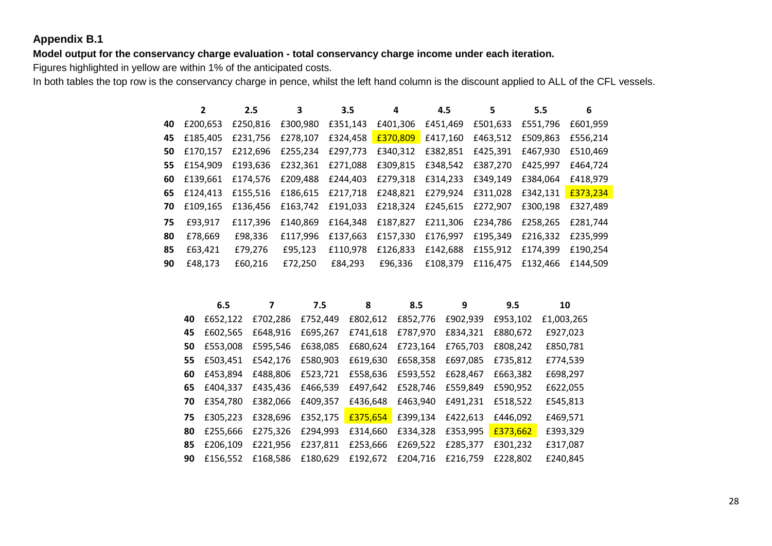## Appendix B.1

**Model output for the conservancy charge evaluation - total conservancy charge income under each iteration.**

Figures highlighted in yellow are within 1% of the anticipated costs.

In both tables the top row is the conservancy charge in pence, whilst the left hand column is the discount applied to ALL of the CFL vessels.

| | 2 | 2.5 | 3 | 3.5 | 4 | 4.5 | 5 | 5.5 | 6 |
|---|---|---|---|---|---|---|---|---|---|
| 40 | £200,653 | £250,816 | £300,980 | £351,143 | £401,306 | £451,469 | £501,633 | £551,796 | £601,959 |
| 45 | £185,405 | £231,756 | £278,107 | £324,458 | £370,809 | £417,160 | £463,512 | £509,863 | £556,214 |
| 50 | £170,157 | £212,696 | £255,234 | £297,773 | £340,312 | £382,851 | £425,391 | £467,930 | £510,469 |
| 55 | £154,909 | £193,636 | £232,361 | £271,088 | £309,815 | £348,542 | £387,270 | £425,997 | £464,724 |
| 60 | £139,661 | £174,576 | £209,488 | £244,403 | £279,318 | £314,233 | £349,149 | £384,064 | £418,979 |
| 65 | £124,413 | £155,516 | £186,615 | £217,718 | £248,821 | £279,924 | £311,028 | £342,131 | £373,234 |
| 70 | £109,165 | £136,456 | £163,742 | £191,033 | £218,324 | £245,615 | £272,907 | £300,198 | £327,489 |
| 75 | £93,917 | £117,396 | £140,869 | £164,348 | £187,827 | £211,306 | £234,786 | £258,265 | £281,744 |
| 80 | £78,669 | £98,336 | £117,996 | £137,663 | £157,330 | £176,997 | £195,349 | £216,332 | £235,999 |
| 85 | £63,421 | £79,276 | £95,123 | £110,978 | £126,833 | £142,688 | £155,912 | £174,399 | £190,254 |
| 90 | £48,173 | £60,216 | £72,250 | £84,293 | £96,336 | £108,379 | £116,475 | £132,466 | £144,509 |

| | 6.5 | 7 | 7.5 | 8 | 8.5 | 9 | 9.5 | 10 |
|---|---|---|---|---|---|---|---|---|
| 40 | £652,122 | £702,286 | £752,449 | £802,612 | £852,776 | £902,939 | £953,102 | £1,003,265 |
| 45 | £602,565 | £648,916 | £695,267 | £741,618 | £787,970 | £834,321 | £880,672 | £927,023 |
| 50 | £553,008 | £595,546 | £638,085 | £680,624 | £723,164 | £765,703 | £808,242 | £850,781 |
| 55 | £503,451 | £542,176 | £580,903 | £619,630 | £658,358 | £697,085 | £735,812 | £774,539 |
| 60 | £453,894 | £488,806 | £523,721 | £558,636 | £593,552 | £628,467 | £663,382 | £698,297 |
| 65 | £404,337 | £435,436 | £466,539 | £497,642 | £528,746 | £559,849 | £590,952 | £622,055 |
| 70 | £354,780 | £382,066 | £409,357 | £436,648 | £463,940 | £491,231 | £518,522 | £545,813 |
| 75 | £305,223 | £328,696 | £352,175 | £375,654 | £399,134 | £422,613 | £446,092 | £469,571 |
| 80 | £255,666 | £275,326 | £294,993 | £314,660 | £334,328 | £353,995 | £373,662 | £393,329 |
| 85 | £206,109 | £221,956 | £237,811 | £253,666 | £269,522 | £285,377 | £301,232 | £317,087 |
| 90 | £156,552 | £168,586 | £180,629 | £192,672 | £204,716 | £216,759 | £228,802 | £240,845 |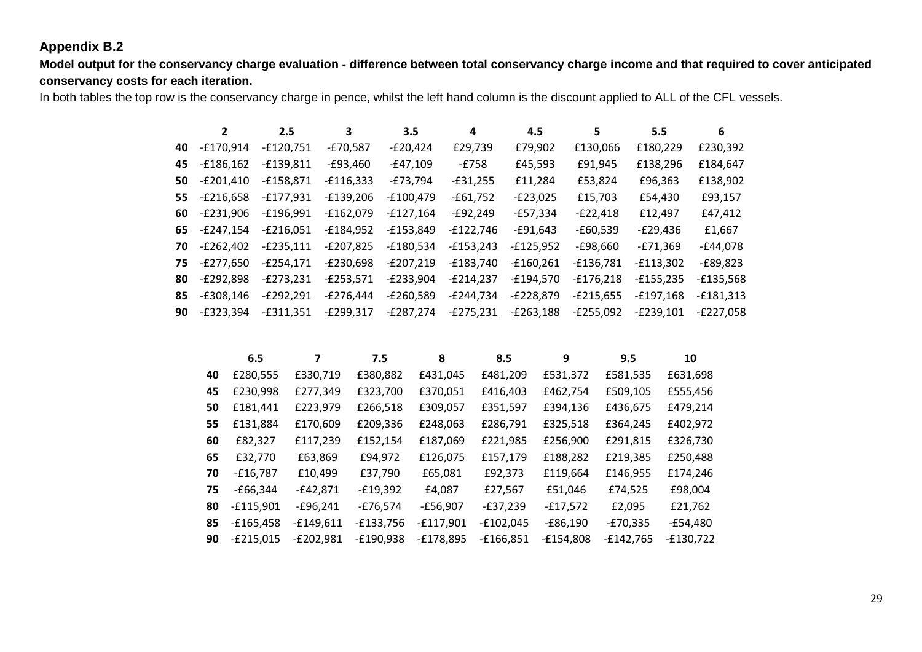**Appendix B.2**

**Model output for the conservancy charge evaluation - difference between total conservancy charge income and that required to cover anticipated conservancy costs for each iteration.**

In both tables the top row is the conservancy charge in pence, whilst the left hand column is the discount applied to ALL of the CFL vessels.

| | 2 | 2.5 | 3 | 3.5 | 4 | 4.5 | 5 | 5.5 | 6 |
|---|---|---|---|---|---|---|---|---|---|
| **40** | -£170,914 | -£120,751 | -£70,587 | -£20,424 | £29,739 | £79,902 | £130,066 | £180,229 | £230,392 |
| **45** | -£186,162 | -£139,811 | -£93,460 | -£47,109 | -£758 | £45,593 | £91,945 | £138,296 | £184,647 |
| **50** | -£201,410 | -£158,871 | -£116,333 | -£73,794 | -£31,255 | £11,284 | £53,824 | £96,363 | £138,902 |
| **55** | -£216,658 | -£177,931 | -£139,206 | -£100,479 | -£61,752 | -£23,025 | £15,703 | £54,430 | £93,157 |
| **60** | -£231,906 | -£196,991 | -£162,079 | -£127,164 | -£92,249 | -£57,334 | -£22,418 | £12,497 | £47,412 |
| **65** | -£247,154 | -£216,051 | -£184,952 | -£153,849 | -£122,746 | -£91,643 | -£60,539 | -£29,436 | £1,667 |
| **70** | -£262,402 | -£235,111 | -£207,825 | -£180,534 | -£153,243 | -£125,952 | -£98,660 | -£71,369 | -£44,078 |
| **75** | -£277,650 | -£254,171 | -£230,698 | -£207,219 | -£183,740 | -£160,261 | -£136,781 | -£113,302 | -£89,823 |
| **80** | -£292,898 | -£273,231 | -£253,571 | -£233,904 | -£214,237 | -£194,570 | -£176,218 | -£155,235 | -£135,568 |
| **85** | -£308,146 | -£292,291 | -£276,444 | -£260,589 | -£244,734 | -£228,879 | -£215,655 | -£197,168 | -£181,313 |
| **90** | -£323,394 | -£311,351 | -£299,317 | -£287,274 | -£275,231 | -£263,188 | -£255,092 | -£239,101 | -£227,058 |

| | 6.5 | 7 | 7.5 | 8 | 8.5 | 9 | 9.5 | 10 |
|---|---|---|---|---|---|---|---|---|
| **40** | £280,555 | £330,719 | £380,882 | £431,045 | £481,209 | £531,372 | £581,535 | £631,698 |
| **45** | £230,998 | £277,349 | £323,700 | £370,051 | £416,403 | £462,754 | £509,105 | £555,456 |
| **50** | £181,441 | £223,979 | £266,518 | £309,057 | £351,597 | £394,136 | £436,675 | £479,214 |
| **55** | £131,884 | £170,609 | £209,336 | £248,063 | £286,791 | £325,518 | £364,245 | £402,972 |
| **60** | £82,327 | £117,239 | £152,154 | £187,069 | £221,985 | £256,900 | £291,815 | £326,730 |
| **65** | £32,770 | £63,869 | £94,972 | £126,075 | £157,179 | £188,282 | £219,385 | £250,488 |
| **70** | -£16,787 | £10,499 | £37,790 | £65,081 | £92,373 | £119,664 | £146,955 | £174,246 |
| **75** | -£66,344 | -£42,871 | -£19,392 | £4,087 | £27,567 | £51,046 | £74,525 | £98,004 |
| **80** | -£115,901 | -£96,241 | -£76,574 | -£56,907 | -£37,239 | -£17,572 | £2,095 | £21,762 |
| **85** | -£165,458 | -£149,611 | -£133,756 | -£117,901 | -£102,045 | -£86,190 | -£70,335 | -£54,480 |
| **90** | -£215,015 | -£202,981 | -£190,938 | -£178,895 | -£166,851 | -£154,808 | -£142,765 | -£130,722 |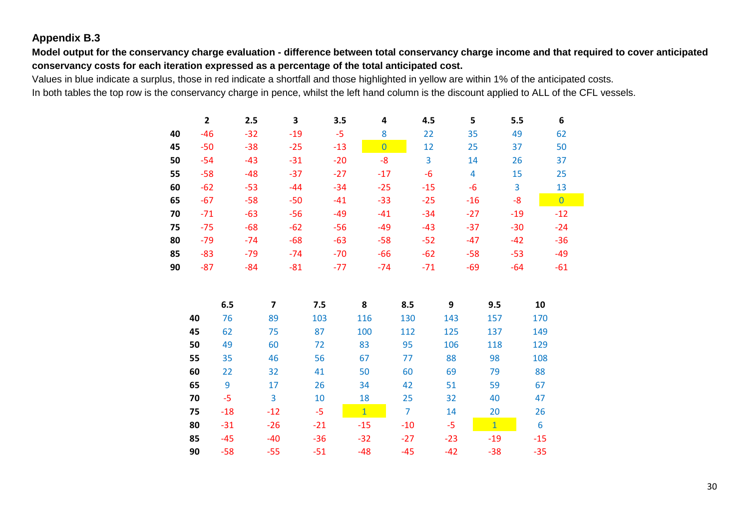## Appendix B.3

**Model output for the conservancy charge evaluation - difference between total conservancy charge income and that required to cover anticipated conservancy costs for each iteration expressed as a percentage of the total anticipated cost.**

Values in blue indicate a surplus, those in red indicate a shortfall and those highlighted in yellow are within 1% of the anticipated costs.

In both tables the top row is the conservancy charge in pence, whilst the left hand column is the discount applied to ALL of the CFL vessels.

| | 2 | 2.5 | 3 | 3.5 | 4 | 4.5 | 5 | 5.5 | 6 |
|---|---|---|---|---|---|---|---|---|---|
| **40** | -46 | -32 | -19 | -5 | 8 | 22 | 35 | 49 | 62 |
| **45** | -50 | -38 | -25 | -13 | 0 | 12 | 25 | 37 | 50 |
| **50** | -54 | -43 | -31 | -20 | -8 | 3 | 14 | 26 | 37 |
| **55** | -58 | -48 | -37 | -27 | -17 | -6 | 4 | 15 | 25 |
| **60** | -62 | -53 | -44 | -34 | -25 | -15 | -6 | 3 | 13 |
| **65** | -67 | -58 | -50 | -41 | -33 | -25 | -16 | -8 | 0 |
| **70** | -71 | -63 | -56 | -49 | -41 | -34 | -27 | -19 | -12 |
| **75** | -75 | -68 | -62 | -56 | -49 | -43 | -37 | -30 | -24 |
| **80** | -79 | -74 | -68 | -63 | -58 | -52 | -47 | -42 | -36 |
| **85** | -83 | -79 | -74 | -70 | -66 | -62 | -58 | -53 | -49 |
| **90** | -87 | -84 | -81 | -77 | -74 | -71 | -69 | -64 | -61 |

| | 6.5 | 7 | 7.5 | 8 | 8.5 | 9 | 9.5 | 10 |
|---|---|---|---|---|---|---|---|---|
| **40** | 76 | 89 | 103 | 116 | 130 | 143 | 157 | 170 |
| **45** | 62 | 75 | 87 | 100 | 112 | 125 | 137 | 149 |
| **50** | 49 | 60 | 72 | 83 | 95 | 106 | 118 | 129 |
| **55** | 35 | 46 | 56 | 67 | 77 | 88 | 98 | 108 |
| **60** | 22 | 32 | 41 | 50 | 60 | 69 | 79 | 88 |
| **65** | 9 | 17 | 26 | 34 | 42 | 51 | 59 | 67 |
| **70** | -5 | 3 | 10 | 18 | 25 | 32 | 40 | 47 |
| **75** | -18 | -12 | -5 | 1 | 7 | 14 | 20 | 26 |
| **80** | -31 | -26 | -21 | -15 | -10 | -5 | 1 | 6 |
| **85** | -45 | -40 | -36 | -32 | -27 | -23 | -19 | -15 |
| **90** | -58 | -55 | -51 | -48 | -45 | -42 | -38 | -35 |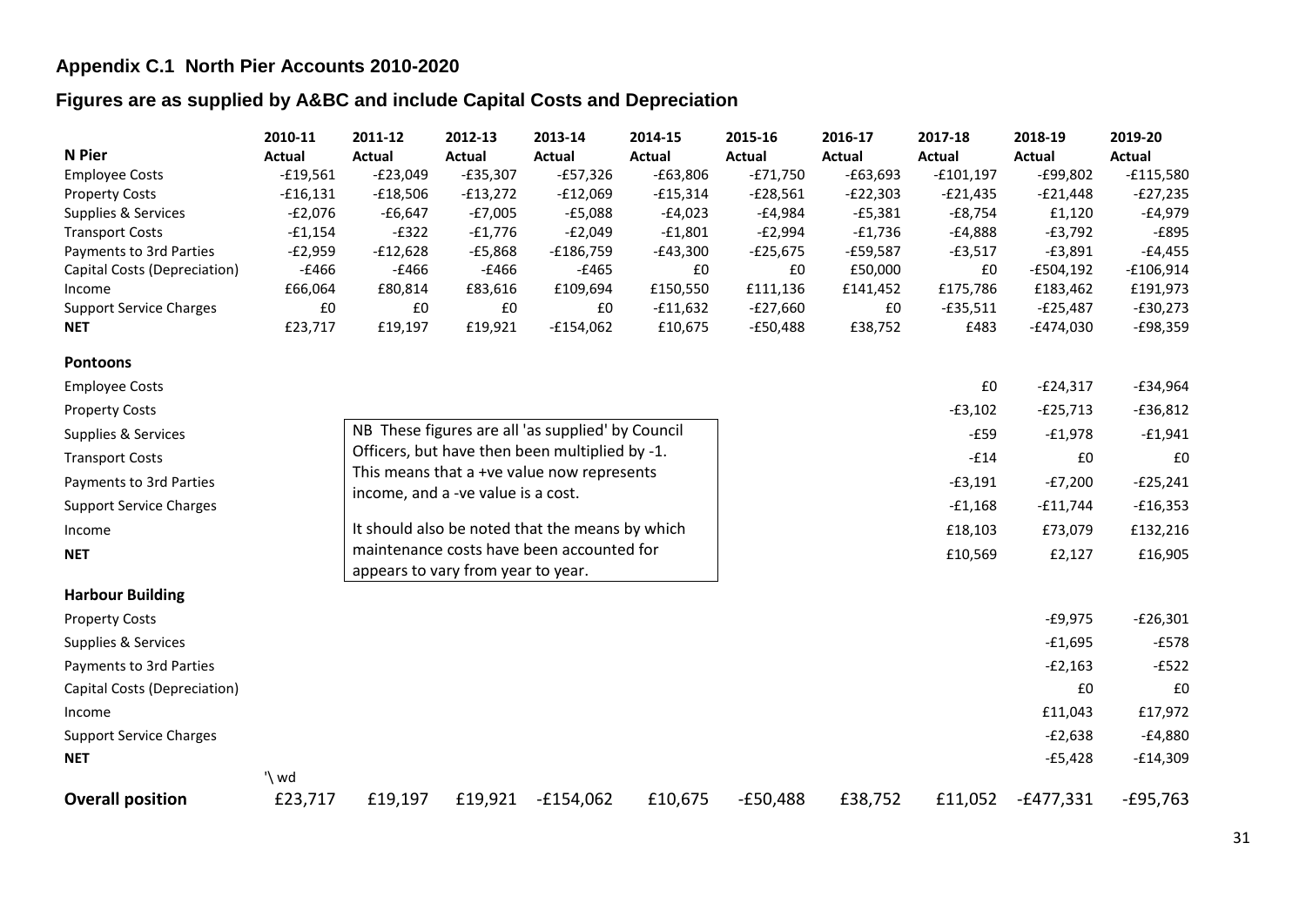## Appendix C.1 North Pier Accounts 2010-2020

### Figures are as supplied by A&BC and include Capital Costs and Depreciation

| N Pier | 2010-11 Actual | 2011-12 Actual | 2012-13 Actual | 2013-14 Actual | 2014-15 Actual | 2015-16 Actual | 2016-17 Actual | 2017-18 Actual | 2018-19 Actual | 2019-20 Actual |
|---|---|---|---|---|---|---|---|---|---|---|
| Employee Costs | -£19,561 | -£23,049 | -£35,307 | -£57,326 | -£63,806 | -£71,750 | -£63,693 | -£101,197 | -£99,802 | -£115,580 |
| Property Costs | -£16,131 | -£18,506 | -£13,272 | -£12,069 | -£15,314 | -£28,561 | -£22,303 | -£21,435 | -£21,448 | -£27,235 |
| Supplies & Services | -£2,076 | -£6,647 | -£7,005 | -£5,088 | -£4,023 | -£4,984 | -£5,381 | -£8,754 | £1,120 | -£4,979 |
| Transport Costs | -£1,154 | -£322 | -£1,776 | -£2,049 | -£1,801 | -£2,994 | -£1,736 | -£4,888 | -£3,792 | -£895 |
| Payments to 3rd Parties | -£2,959 | -£12,628 | -£5,868 | -£186,759 | -£43,300 | -£25,675 | -£59,587 | -£3,517 | -£3,891 | -£4,455 |
| Capital Costs (Depreciation) | -£466 | -£466 | -£466 | -£465 | £0 | £0 | £50,000 | £0 | -£504,192 | -£106,914 |
| Income | £66,064 | £80,814 | £83,616 | £109,694 | £150,550 | £111,136 | £141,452 | £175,786 | £183,462 | £191,973 |
| Support Service Charges | £0 | £0 | £0 | £0 | -£11,632 | -£27,660 | £0 | -£35,511 | -£25,487 | -£30,273 |
| **NET** | £23,717 | £19,197 | £19,921 | -£154,062 | £10,675 | -£50,488 | £38,752 | £483 | -£474,030 | -£98,359 |
| **Pontoons** | | | | | | | | | | |
| Employee Costs | | | | | | | | £0 | -£24,317 | -£34,964 |
| Property Costs | | | | | | | | -£3,102 | -£25,713 | -£36,812 |
| Supplies & Services | | | | | | | | -£59 | -£1,978 | -£1,941 |
| Transport Costs | | | | | | | | -£14 | £0 | £0 |
| Payments to 3rd Parties | | | | | | | | -£3,191 | -£7,200 | -£25,241 |
| Support Service Charges | | | | | | | | -£1,168 | -£11,744 | -£16,353 |
| Income | | | | | | | | £18,103 | £73,079 | £132,216 |
| **NET** | | | | | | | | £10,569 | £2,127 | £16,905 |
| **Harbour Building** | | | | | | | | | | |
| Property Costs | | | | | | | | | -£9,975 | -£26,301 |
| Supplies & Services | | | | | | | | | -£1,695 | -£578 |
| Payments to 3rd Parties | | | | | | | | | -£2,163 | -£522 |
| Capital Costs (Depreciation) | | | | | | | | | £0 | £0 |
| Income | | | | | | | | | £11,043 | £17,972 |
| Support Service Charges | | | | | | | | | -£2,638 | -£4,880 |
| **NET** | | | | | | | | | -£5,428 | -£14,309 |
| **Overall position** | £23,717 | £19,197 | £19,921 | -£154,062 | £10,675 | -£50,488 | £38,752 | £11,052 | -£477,331 | -£95,763 |

NB These figures are all 'as supplied' by Council Officers, but have then been multiplied by -1. This means that a +ve value now represents income, and a -ve value is a cost.

It should also be noted that the means by which maintenance costs have been accounted for appears to vary from year to year.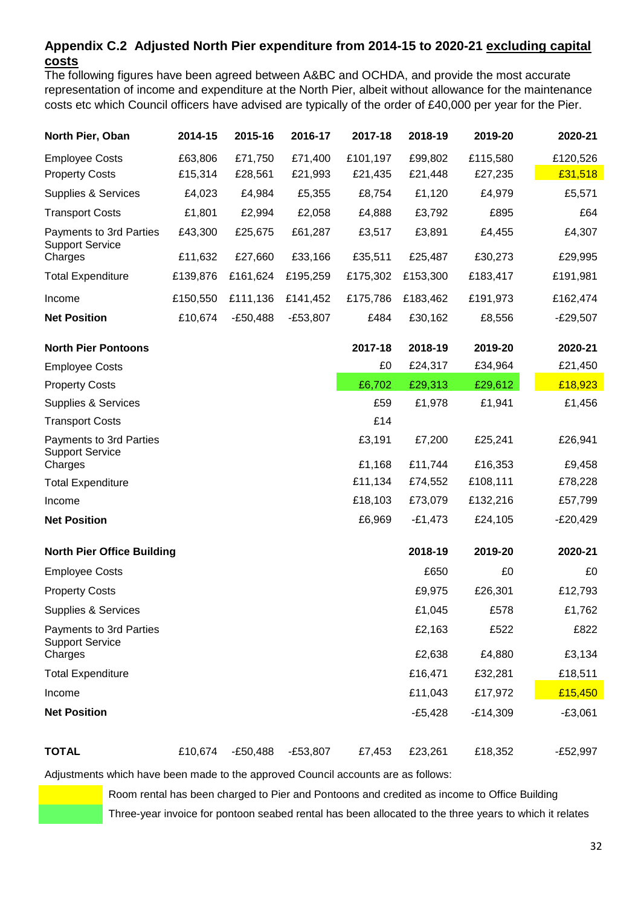## Appendix C.2 Adjusted North Pier expenditure from 2014-15 to 2020-21 excluding capital costs

The following figures have been agreed between A&BC and OCHDA, and provide the most accurate representation of income and expenditure at the North Pier, albeit without allowance for the maintenance costs etc which Council officers have advised are typically of the order of £40,000 per year for the Pier.

| North Pier, Oban | 2014-15 | 2015-16 | 2016-17 | 2017-18 | 2018-19 | 2019-20 | 2020-21 |
|---|---|---|---|---|---|---|---|
| Employee Costs | £63,806 | £71,750 | £71,400 | £101,197 | £99,802 | £115,580 | £120,526 |
| Property Costs | £15,314 | £28,561 | £21,993 | £21,435 | £21,448 | £27,235 | £31,518 |
| Supplies & Services | £4,023 | £4,984 | £5,355 | £8,754 | £1,120 | £4,979 | £5,571 |
| Transport Costs | £1,801 | £2,994 | £2,058 | £4,888 | £3,792 | £895 | £64 |
| Payments to 3rd Parties | £43,300 | £25,675 | £61,287 | £3,517 | £3,891 | £4,455 | £4,307 |
| Support Service Charges | £11,632 | £27,660 | £33,166 | £35,511 | £25,487 | £30,273 | £29,995 |
| Total Expenditure | £139,876 | £161,624 | £195,259 | £175,302 | £153,300 | £183,417 | £191,981 |
| Income | £150,550 | £111,136 | £141,452 | £175,786 | £183,462 | £191,973 | £162,474 |
| **Net Position** | £10,674 | -£50,488 | -£53,807 | £484 | £30,162 | £8,556 | -£29,507 |
| **North Pier Pontoons** | | | | **2017-18** | **2018-19** | **2019-20** | **2020-21** |
| Employee Costs | | | | £0 | £24,317 | £34,964 | £21,450 |
| Property Costs | | | | £6,702 | £29,313 | £29,612 | £18,923 |
| Supplies & Services | | | | £59 | £1,978 | £1,941 | £1,456 |
| Transport Costs | | | | £14 | | | |
| Payments to 3rd Parties | | | | £3,191 | £7,200 | £25,241 | £26,941 |
| Support Service Charges | | | | £1,168 | £11,744 | £16,353 | £9,458 |
| Total Expenditure | | | | £11,134 | £74,552 | £108,111 | £78,228 |
| Income | | | | £18,103 | £73,079 | £132,216 | £57,799 |
| **Net Position** | | | | £6,969 | -£1,473 | £24,105 | -£20,429 |
| **North Pier Office Building** | | | | | **2018-19** | **2019-20** | **2020-21** |
| Employee Costs | | | | | £650 | £0 | £0 |
| Property Costs | | | | | £9,975 | £26,301 | £12,793 |
| Supplies & Services | | | | | £1,045 | £578 | £1,762 |
| Payments to 3rd Parties | | | | | £2,163 | £522 | £822 |
| Support Service Charges | | | | | £2,638 | £4,880 | £3,134 |
| Total Expenditure | | | | | £16,471 | £32,281 | £18,511 |
| Income | | | | | £11,043 | £17,972 | £15,450 |
| **Net Position** | | | | | -£5,428 | -£14,309 | -£3,061 |
| **TOTAL** | £10,674 | -£50,488 | -£53,807 | £7,453 | £23,261 | £18,352 | -£52,997 |

Adjustments which have been made to the approved Council accounts are as follows:

- (Yellow) Room rental has been charged to Pier and Pontoons and credited as income to Office Building
- (Green) Three-year invoice for pontoon seabed rental has been allocated to the three years to which it relates